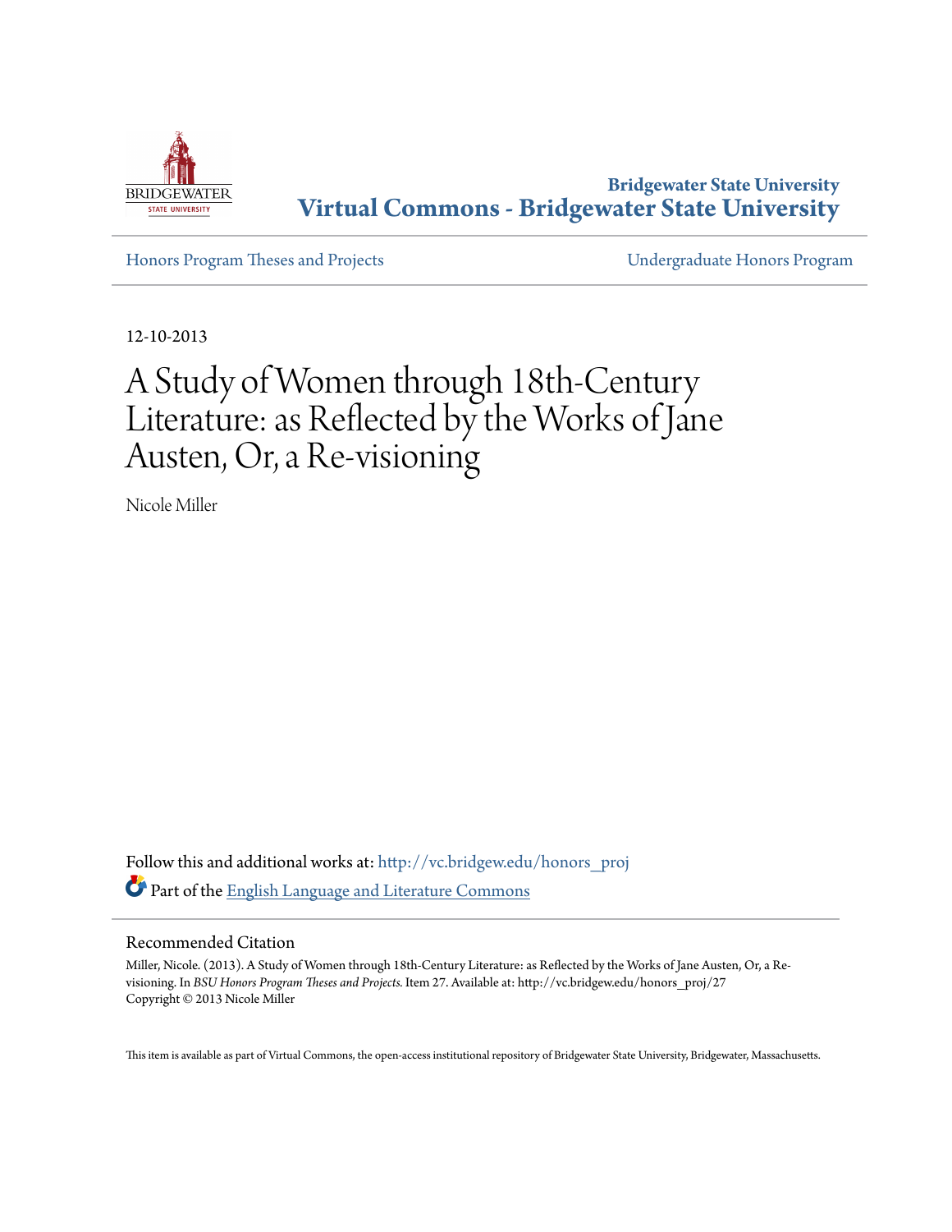Bridgewater State University

# Virtual Commons - Bridgewater State University

Honors Program Theses and Projects | Undergraduate Honors Program

12-10-2013

# A Study of Women through 18th-Century Literature: as Reflected by the Works of Jane Austen, Or, a Re-visioning

Nicole Miller

Follow this and additional works at: http://vc.bridgew.edu/honors_proj

Part of the English Language and Literature Commons

## Recommended Citation

Miller, Nicole. (2013). A Study of Women through 18th-Century Literature: as Reflected by the Works of Jane Austen, Or, a Re-visioning. In *BSU Honors Program Theses and Projects.* Item 27. Available at: http://vc.bridgew.edu/honors_proj/27
Copyright © 2013 Nicole Miller

This item is available as part of Virtual Commons, the open-access institutional repository of Bridgewater State University, Bridgewater, Massachusetts.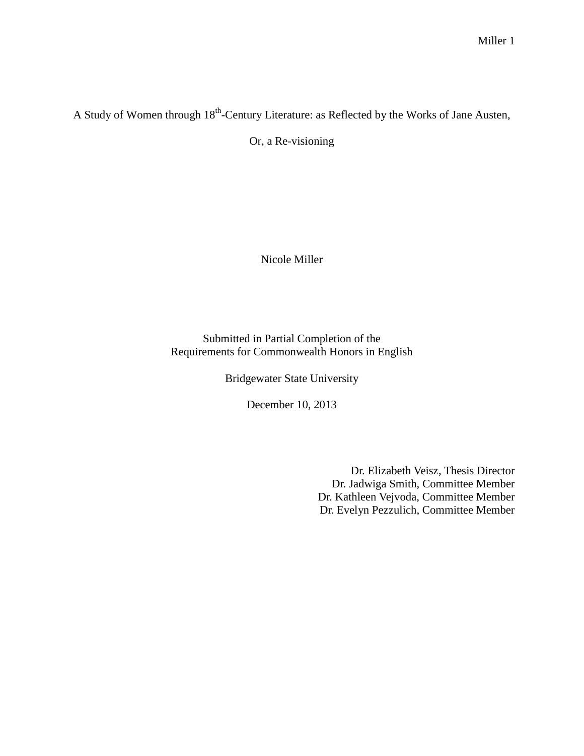# A Study of Women through 18th-Century Literature: as Reflected by the Works of Jane Austen, Or, a Re-visioning

Nicole Miller

Submitted in Partial Completion of the
Requirements for Commonwealth Honors in English

Bridgewater State University

December 10, 2013

Dr. Elizabeth Veisz, Thesis Director
Dr. Jadwiga Smith, Committee Member
Dr. Kathleen Vejvoda, Committee Member
Dr. Evelyn Pezzulich, Committee Member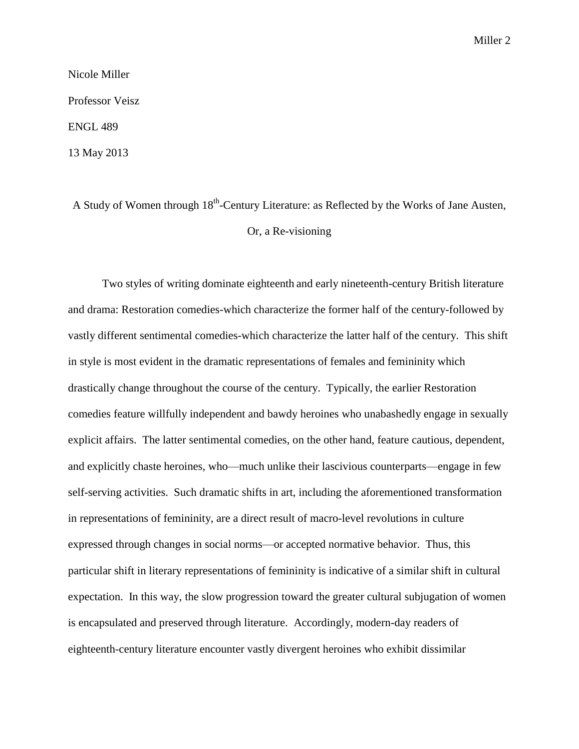Nicole Miller

Professor Veisz

ENGL 489

13 May 2013

# A Study of Women through 18th-Century Literature: as Reflected by the Works of Jane Austen, Or, a Re-visioning

Two styles of writing dominate eighteenth and early nineteenth-century British literature and drama: Restoration comedies-which characterize the former half of the century-followed by vastly different sentimental comedies-which characterize the latter half of the century. This shift in style is most evident in the dramatic representations of females and femininity which drastically change throughout the course of the century. Typically, the earlier Restoration comedies feature willfully independent and bawdy heroines who unabashedly engage in sexually explicit affairs. The latter sentimental comedies, on the other hand, feature cautious, dependent, and explicitly chaste heroines, who—much unlike their lascivious counterparts—engage in few self-serving activities. Such dramatic shifts in art, including the aforementioned transformation in representations of femininity, are a direct result of macro-level revolutions in culture expressed through changes in social norms—or accepted normative behavior. Thus, this particular shift in literary representations of femininity is indicative of a similar shift in cultural expectation. In this way, the slow progression toward the greater cultural subjugation of women is encapsulated and preserved through literature. Accordingly, modern-day readers of eighteenth-century literature encounter vastly divergent heroines who exhibit dissimilar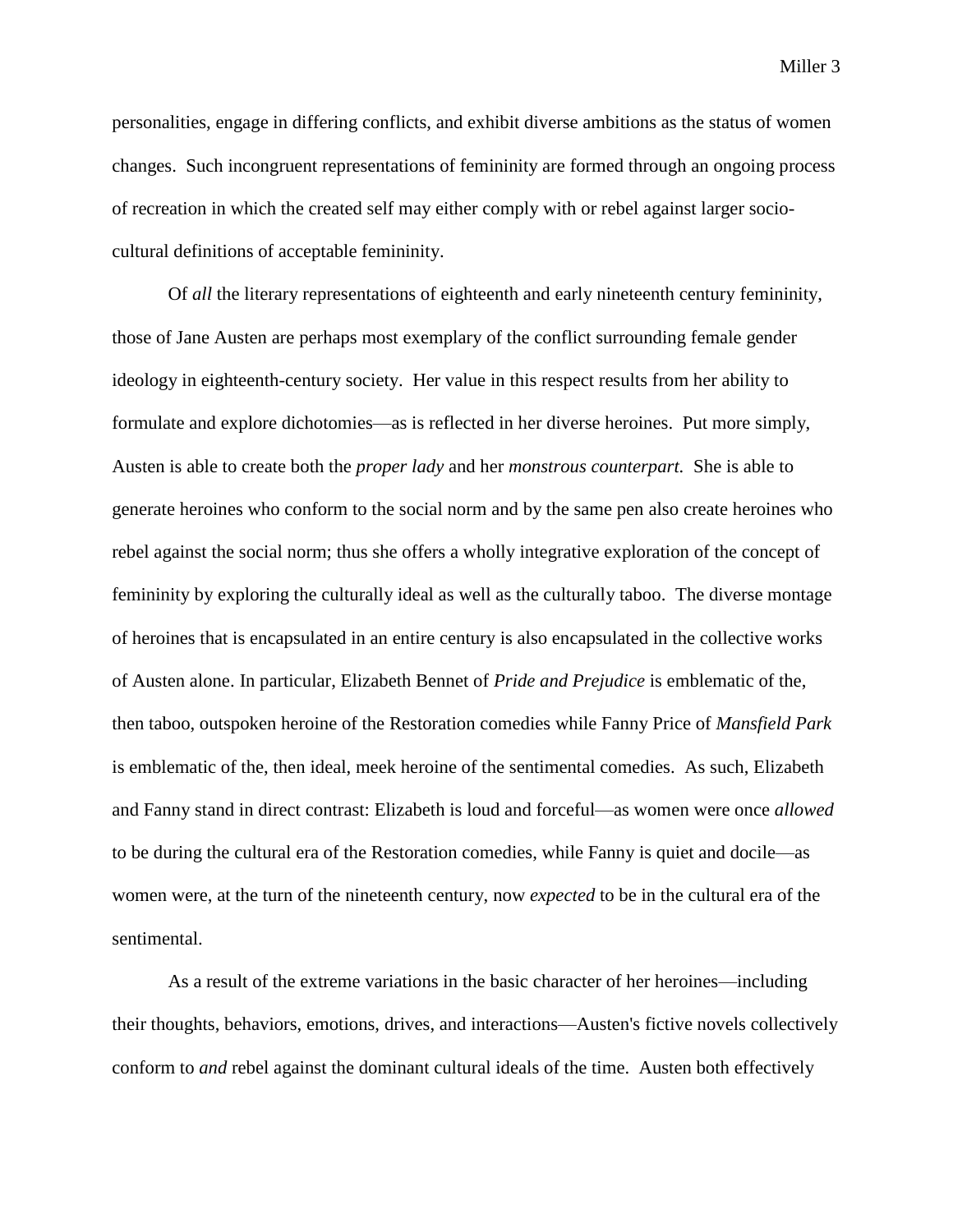personalities, engage in differing conflicts, and exhibit diverse ambitions as the status of women changes. Such incongruent representations of femininity are formed through an ongoing process of recreation in which the created self may either comply with or rebel against larger socio-cultural definitions of acceptable femininity.

Of *all* the literary representations of eighteenth and early nineteenth century femininity, those of Jane Austen are perhaps most exemplary of the conflict surrounding female gender ideology in eighteenth-century society. Her value in this respect results from her ability to formulate and explore dichotomies—as is reflected in her diverse heroines. Put more simply, Austen is able to create both the *proper lady* and her *monstrous counterpart.* She is able to generate heroines who conform to the social norm and by the same pen also create heroines who rebel against the social norm; thus she offers a wholly integrative exploration of the concept of femininity by exploring the culturally ideal as well as the culturally taboo. The diverse montage of heroines that is encapsulated in an entire century is also encapsulated in the collective works of Austen alone. In particular, Elizabeth Bennet of *Pride and Prejudice* is emblematic of the, then taboo, outspoken heroine of the Restoration comedies while Fanny Price of *Mansfield Park* is emblematic of the, then ideal, meek heroine of the sentimental comedies. As such, Elizabeth and Fanny stand in direct contrast: Elizabeth is loud and forceful—as women were once *allowed* to be during the cultural era of the Restoration comedies, while Fanny is quiet and docile—as women were, at the turn of the nineteenth century, now *expected* to be in the cultural era of the sentimental.

As a result of the extreme variations in the basic character of her heroines—including their thoughts, behaviors, emotions, drives, and interactions—Austen's fictive novels collectively conform to *and* rebel against the dominant cultural ideals of the time. Austen both effectively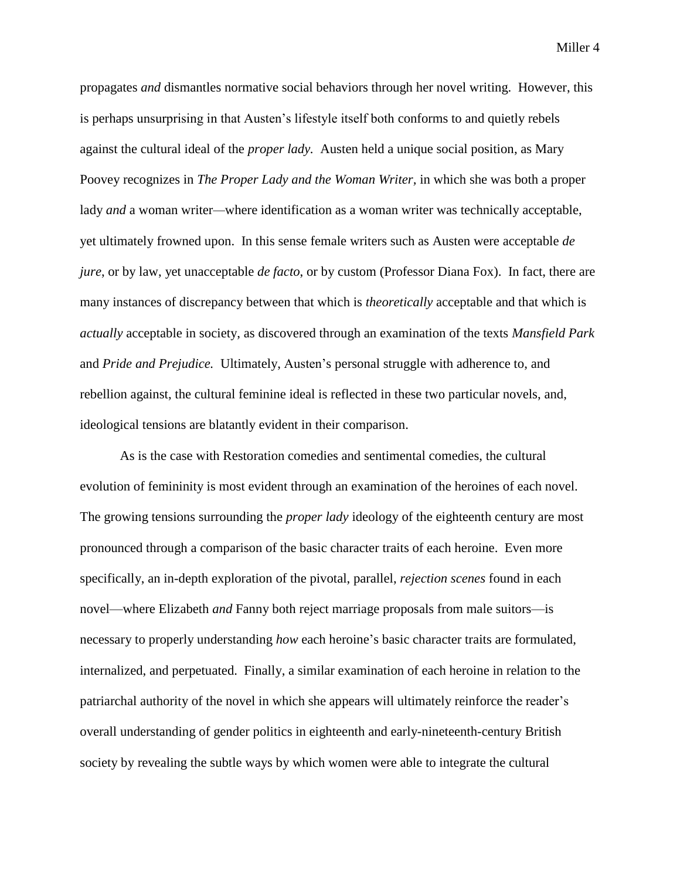propagates *and* dismantles normative social behaviors through her novel writing. However, this is perhaps unsurprising in that Austen's lifestyle itself both conforms to and quietly rebels against the cultural ideal of the *proper lady.* Austen held a unique social position, as Mary Poovey recognizes in *The Proper Lady and the Woman Writer,* in which she was both a proper lady *and* a woman writer—where identification as a woman writer was technically acceptable, yet ultimately frowned upon. In this sense female writers such as Austen were acceptable *de jure*, or by law, yet unacceptable *de facto*, or by custom (Professor Diana Fox). In fact, there are many instances of discrepancy between that which is *theoretically* acceptable and that which is *actually* acceptable in society, as discovered through an examination of the texts *Mansfield Park* and *Pride and Prejudice.* Ultimately, Austen's personal struggle with adherence to, and rebellion against, the cultural feminine ideal is reflected in these two particular novels, and, ideological tensions are blatantly evident in their comparison.

As is the case with Restoration comedies and sentimental comedies, the cultural evolution of femininity is most evident through an examination of the heroines of each novel. The growing tensions surrounding the *proper lady* ideology of the eighteenth century are most pronounced through a comparison of the basic character traits of each heroine. Even more specifically, an in-depth exploration of the pivotal, parallel, *rejection scenes* found in each novel—where Elizabeth *and* Fanny both reject marriage proposals from male suitors—is necessary to properly understanding *how* each heroine's basic character traits are formulated, internalized, and perpetuated. Finally, a similar examination of each heroine in relation to the patriarchal authority of the novel in which she appears will ultimately reinforce the reader's overall understanding of gender politics in eighteenth and early-nineteenth-century British society by revealing the subtle ways by which women were able to integrate the cultural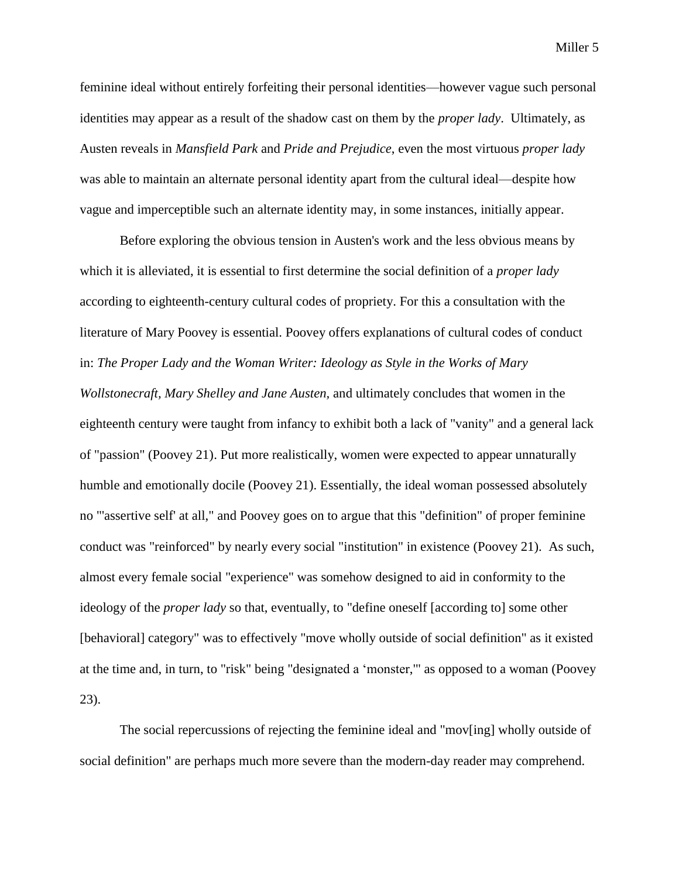feminine ideal without entirely forfeiting their personal identities—however vague such personal identities may appear as a result of the shadow cast on them by the *proper lady*. Ultimately, as Austen reveals in *Mansfield Park* and *Pride and Prejudice*, even the most virtuous *proper lady* was able to maintain an alternate personal identity apart from the cultural ideal—despite how vague and imperceptible such an alternate identity may, in some instances, initially appear.

Before exploring the obvious tension in Austen's work and the less obvious means by which it is alleviated, it is essential to first determine the social definition of a *proper lady* according to eighteenth-century cultural codes of propriety. For this a consultation with the literature of Mary Poovey is essential. Poovey offers explanations of cultural codes of conduct in: *The Proper Lady and the Woman Writer: Ideology as Style in the Works of Mary Wollstonecraft, Mary Shelley and Jane Austen,* and ultimately concludes that women in the eighteenth century were taught from infancy to exhibit both a lack of "vanity" and a general lack of "passion" (Poovey 21). Put more realistically, women were expected to appear unnaturally humble and emotionally docile (Poovey 21). Essentially, the ideal woman possessed absolutely no "'assertive self' at all," and Poovey goes on to argue that this "definition" of proper feminine conduct was "reinforced" by nearly every social "institution" in existence (Poovey 21). As such, almost every female social "experience" was somehow designed to aid in conformity to the ideology of the *proper lady* so that, eventually, to "define oneself [according to] some other [behavioral] category" was to effectively "move wholly outside of social definition" as it existed at the time and, in turn, to "risk" being "designated a 'monster,'" as opposed to a woman (Poovey 23).

The social repercussions of rejecting the feminine ideal and "mov[ing] wholly outside of social definition" are perhaps much more severe than the modern-day reader may comprehend.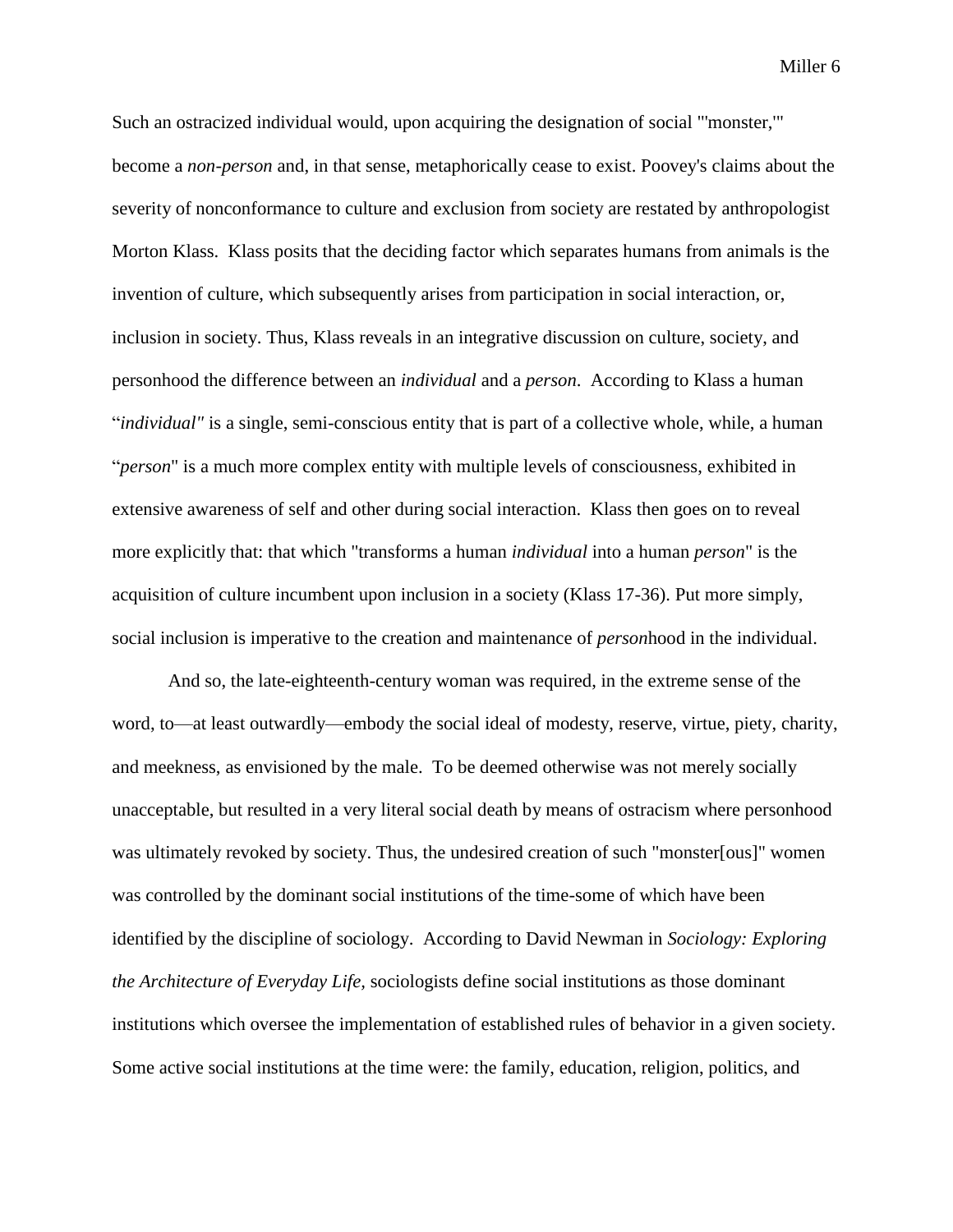Such an ostracized individual would, upon acquiring the designation of social "'monster,'" become a *non-person* and, in that sense, metaphorically cease to exist. Poovey's claims about the severity of nonconformance to culture and exclusion from society are restated by anthropologist Morton Klass. Klass posits that the deciding factor which separates humans from animals is the invention of culture, which subsequently arises from participation in social interaction, or, inclusion in society. Thus, Klass reveals in an integrative discussion on culture, society, and personhood the difference between an *individual* and a *person*. According to Klass a human "*individual"* is a single, semi-conscious entity that is part of a collective whole, while, a human "*person*" is a much more complex entity with multiple levels of consciousness, exhibited in extensive awareness of self and other during social interaction. Klass then goes on to reveal more explicitly that: that which "transforms a human *individual* into a human *person*" is the acquisition of culture incumbent upon inclusion in a society (Klass 17-36). Put more simply, social inclusion is imperative to the creation and maintenance of *person*hood in the individual.

And so, the late-eighteenth-century woman was required, in the extreme sense of the word, to—at least outwardly—embody the social ideal of modesty, reserve, virtue, piety, charity, and meekness, as envisioned by the male. To be deemed otherwise was not merely socially unacceptable, but resulted in a very literal social death by means of ostracism where personhood was ultimately revoked by society. Thus, the undesired creation of such "monster[ous]" women was controlled by the dominant social institutions of the time-some of which have been identified by the discipline of sociology. According to David Newman in *Sociology: Exploring the Architecture of Everyday Life*, sociologists define social institutions as those dominant institutions which oversee the implementation of established rules of behavior in a given society. Some active social institutions at the time were: the family, education, religion, politics, and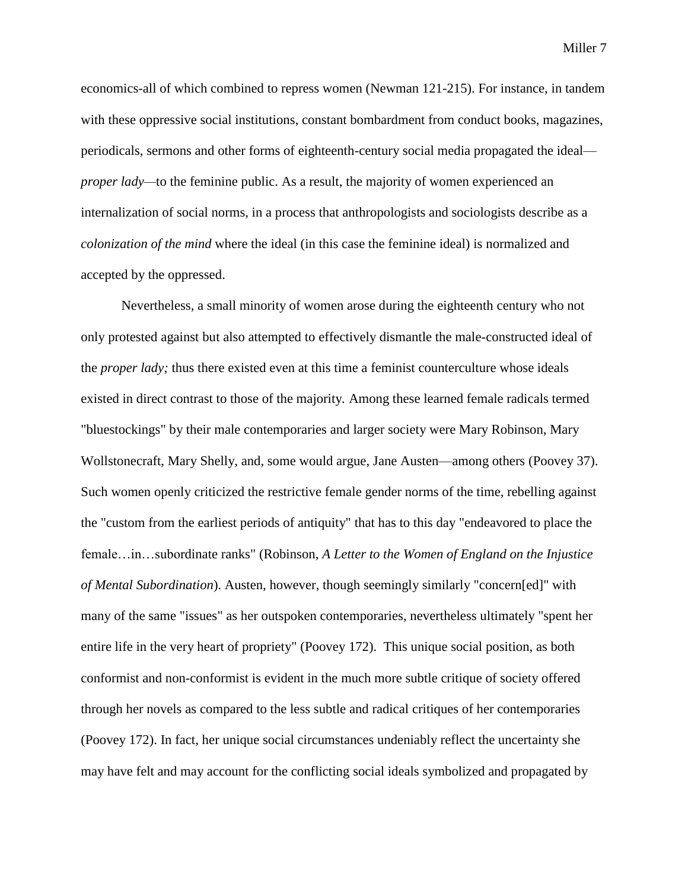economics-all of which combined to repress women (Newman 121-215). For instance, in tandem with these oppressive social institutions, constant bombardment from conduct books, magazines, periodicals, sermons and other forms of eighteenth-century social media propagated the ideal—*proper lady*—to the feminine public. As a result, the majority of women experienced an internalization of social norms, in a process that anthropologists and sociologists describe as a *colonization of the mind* where the ideal (in this case the feminine ideal) is normalized and accepted by the oppressed.

Nevertheless, a small minority of women arose during the eighteenth century who not only protested against but also attempted to effectively dismantle the male-constructed ideal of the *proper lady;* thus there existed even at this time a feminist counterculture whose ideals existed in direct contrast to those of the majority. Among these learned female radicals termed "bluestockings" by their male contemporaries and larger society were Mary Robinson, Mary Wollstonecraft, Mary Shelly, and, some would argue, Jane Austen—among others (Poovey 37). Such women openly criticized the restrictive female gender norms of the time, rebelling against the "custom from the earliest periods of antiquity" that has to this day "endeavored to place the female…in…subordinate ranks" (Robinson, *A Letter to the Women of England on the Injustice of Mental Subordination*). Austen, however, though seemingly similarly "concern[ed]" with many of the same "issues" as her outspoken contemporaries, nevertheless ultimately "spent her entire life in the very heart of propriety" (Poovey 172). This unique social position, as both conformist and non-conformist is evident in the much more subtle critique of society offered through her novels as compared to the less subtle and radical critiques of her contemporaries (Poovey 172). In fact, her unique social circumstances undeniably reflect the uncertainty she may have felt and may account for the conflicting social ideals symbolized and propagated by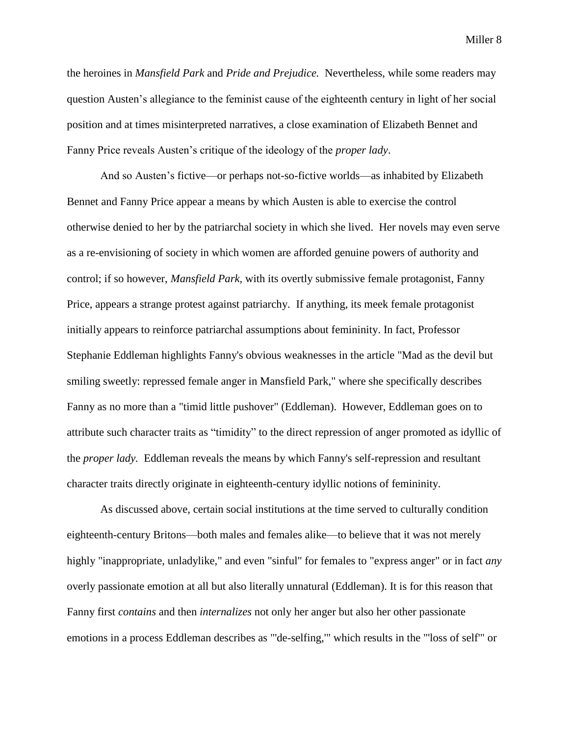the heroines in *Mansfield Park* and *Pride and Prejudice.* Nevertheless, while some readers may question Austen's allegiance to the feminist cause of the eighteenth century in light of her social position and at times misinterpreted narratives, a close examination of Elizabeth Bennet and Fanny Price reveals Austen's critique of the ideology of the *proper lady*.

And so Austen's fictive—or perhaps not-so-fictive worlds—as inhabited by Elizabeth Bennet and Fanny Price appear a means by which Austen is able to exercise the control otherwise denied to her by the patriarchal society in which she lived. Her novels may even serve as a re-envisioning of society in which women are afforded genuine powers of authority and control; if so however, *Mansfield Park*, with its overtly submissive female protagonist, Fanny Price, appears a strange protest against patriarchy. If anything, its meek female protagonist initially appears to reinforce patriarchal assumptions about femininity. In fact, Professor Stephanie Eddleman highlights Fanny's obvious weaknesses in the article "Mad as the devil but smiling sweetly: repressed female anger in Mansfield Park," where she specifically describes Fanny as no more than a "timid little pushover" (Eddleman). However, Eddleman goes on to attribute such character traits as "timidity" to the direct repression of anger promoted as idyllic of the *proper lady.* Eddleman reveals the means by which Fanny's self-repression and resultant character traits directly originate in eighteenth-century idyllic notions of femininity.

As discussed above, certain social institutions at the time served to culturally condition eighteenth-century Britons—both males and females alike—to believe that it was not merely highly "inappropriate, unladylike," and even "sinful" for females to "express anger" or in fact *any* overly passionate emotion at all but also literally unnatural (Eddleman). It is for this reason that Fanny first *contains* and then *internalizes* not only her anger but also her other passionate emotions in a process Eddleman describes as "'de-selfing,'" which results in the "'loss of self'" or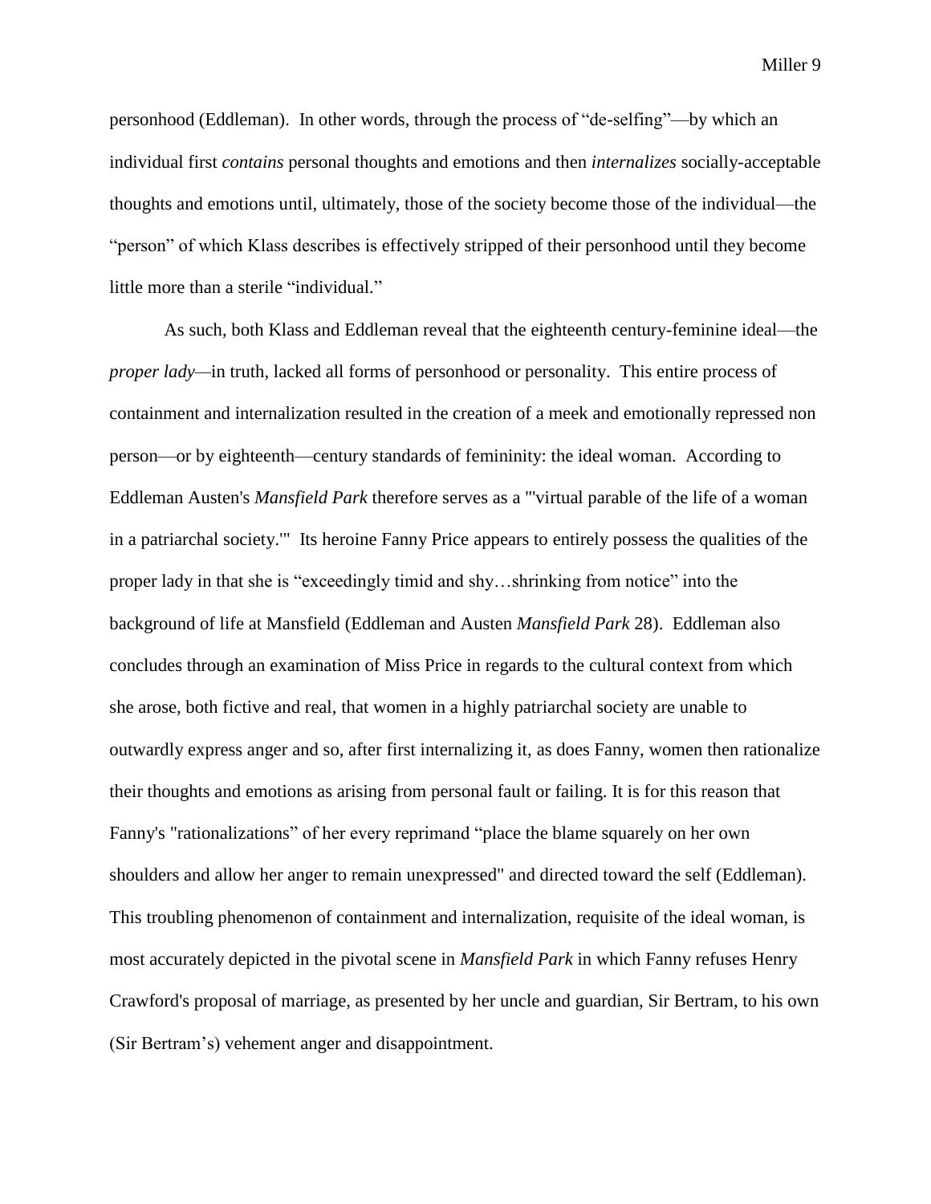personhood (Eddleman). In other words, through the process of "de-selfing"—by which an individual first *contains* personal thoughts and emotions and then *internalizes* socially-acceptable thoughts and emotions until, ultimately, those of the society become those of the individual—the "person" of which Klass describes is effectively stripped of their personhood until they become little more than a sterile "individual."

As such, both Klass and Eddleman reveal that the eighteenth century-feminine ideal—the *proper lady*—in truth, lacked all forms of personhood or personality. This entire process of containment and internalization resulted in the creation of a meek and emotionally repressed non person—or by eighteenth—century standards of femininity: the ideal woman. According to Eddleman Austen's *Mansfield Park* therefore serves as a "'virtual parable of the life of a woman in a patriarchal society.'" Its heroine Fanny Price appears to entirely possess the qualities of the proper lady in that she is "exceedingly timid and shy…shrinking from notice" into the background of life at Mansfield (Eddleman and Austen *Mansfield Park* 28). Eddleman also concludes through an examination of Miss Price in regards to the cultural context from which she arose, both fictive and real, that women in a highly patriarchal society are unable to outwardly express anger and so, after first internalizing it, as does Fanny, women then rationalize their thoughts and emotions as arising from personal fault or failing. It is for this reason that Fanny's "rationalizations" of her every reprimand "place the blame squarely on her own shoulders and allow her anger to remain unexpressed" and directed toward the self (Eddleman). This troubling phenomenon of containment and internalization, requisite of the ideal woman, is most accurately depicted in the pivotal scene in *Mansfield Park* in which Fanny refuses Henry Crawford's proposal of marriage, as presented by her uncle and guardian, Sir Bertram, to his own (Sir Bertram's) vehement anger and disappointment.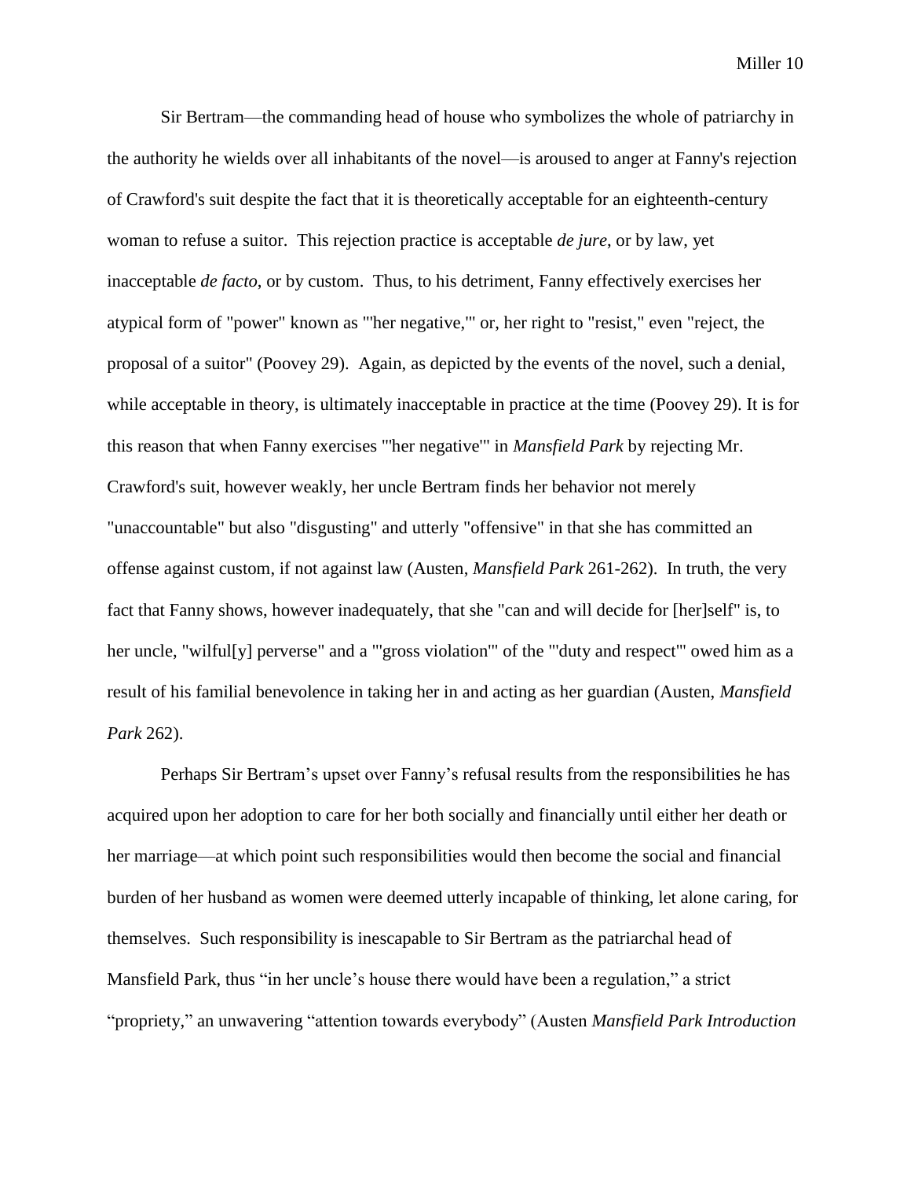Sir Bertram—the commanding head of house who symbolizes the whole of patriarchy in the authority he wields over all inhabitants of the novel—is aroused to anger at Fanny's rejection of Crawford's suit despite the fact that it is theoretically acceptable for an eighteenth-century woman to refuse a suitor. This rejection practice is acceptable *de jure*, or by law, yet inacceptable *de facto*, or by custom. Thus, to his detriment, Fanny effectively exercises her atypical form of "power" known as "'her negative,'" or, her right to "resist," even "reject, the proposal of a suitor" (Poovey 29). Again, as depicted by the events of the novel, such a denial, while acceptable in theory, is ultimately inacceptable in practice at the time (Poovey 29). It is for this reason that when Fanny exercises "'her negative'" in *Mansfield Park* by rejecting Mr. Crawford's suit, however weakly, her uncle Bertram finds her behavior not merely "unaccountable" but also "disgusting" and utterly "offensive" in that she has committed an offense against custom, if not against law (Austen, *Mansfield Park* 261-262). In truth, the very fact that Fanny shows, however inadequately, that she "can and will decide for [her]self" is, to her uncle, "wilful[y] perverse" and a "'gross violation'" of the "'duty and respect'" owed him as a result of his familial benevolence in taking her in and acting as her guardian (Austen, *Mansfield Park* 262).

Perhaps Sir Bertram's upset over Fanny's refusal results from the responsibilities he has acquired upon her adoption to care for her both socially and financially until either her death or her marriage—at which point such responsibilities would then become the social and financial burden of her husband as women were deemed utterly incapable of thinking, let alone caring, for themselves. Such responsibility is inescapable to Sir Bertram as the patriarchal head of Mansfield Park, thus "in her uncle's house there would have been a regulation," a strict "propriety," an unwavering "attention towards everybody" (Austen *Mansfield Park Introduction*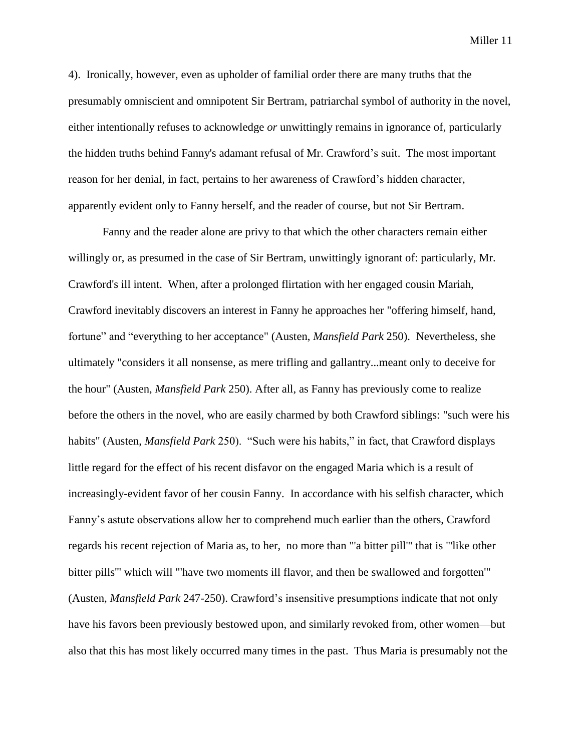4). Ironically, however, even as upholder of familial order there are many truths that the presumably omniscient and omnipotent Sir Bertram, patriarchal symbol of authority in the novel, either intentionally refuses to acknowledge *or* unwittingly remains in ignorance of, particularly the hidden truths behind Fanny's adamant refusal of Mr. Crawford's suit. The most important reason for her denial, in fact, pertains to her awareness of Crawford's hidden character, apparently evident only to Fanny herself, and the reader of course, but not Sir Bertram.

Fanny and the reader alone are privy to that which the other characters remain either willingly or, as presumed in the case of Sir Bertram, unwittingly ignorant of: particularly, Mr. Crawford's ill intent. When, after a prolonged flirtation with her engaged cousin Mariah, Crawford inevitably discovers an interest in Fanny he approaches her "offering himself, hand, fortune" and "everything to her acceptance" (Austen, *Mansfield Park* 250). Nevertheless, she ultimately "considers it all nonsense, as mere trifling and gallantry...meant only to deceive for the hour" (Austen, *Mansfield Park* 250). After all, as Fanny has previously come to realize before the others in the novel, who are easily charmed by both Crawford siblings: "such were his habits" (Austen, *Mansfield Park* 250). "Such were his habits," in fact, that Crawford displays little regard for the effect of his recent disfavor on the engaged Maria which is a result of increasingly-evident favor of her cousin Fanny. In accordance with his selfish character, which Fanny's astute observations allow her to comprehend much earlier than the others, Crawford regards his recent rejection of Maria as, to her, no more than "'a bitter pill'" that is "'like other bitter pills'" which will "'have two moments ill flavor, and then be swallowed and forgotten'" (Austen, *Mansfield Park* 247-250). Crawford's insensitive presumptions indicate that not only have his favors been previously bestowed upon, and similarly revoked from, other women—but also that this has most likely occurred many times in the past. Thus Maria is presumably not the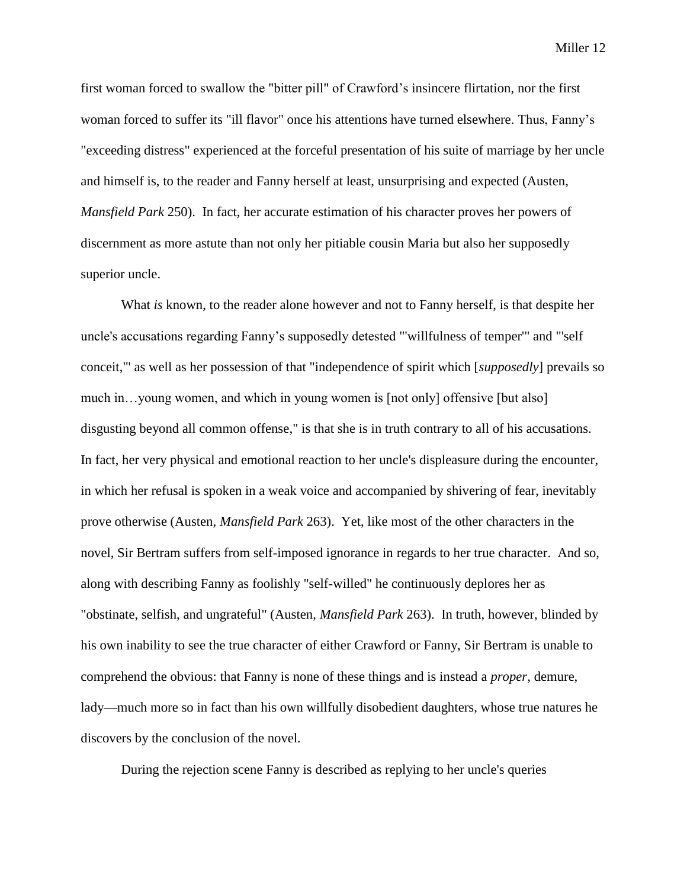first woman forced to swallow the "bitter pill" of Crawford's insincere flirtation, nor the first woman forced to suffer its "ill flavor" once his attentions have turned elsewhere. Thus, Fanny's "exceeding distress" experienced at the forceful presentation of his suite of marriage by her uncle and himself is, to the reader and Fanny herself at least, unsurprising and expected (Austen, *Mansfield Park* 250). In fact, her accurate estimation of his character proves her powers of discernment as more astute than not only her pitiable cousin Maria but also her supposedly superior uncle.

What *is* known, to the reader alone however and not to Fanny herself, is that despite her uncle's accusations regarding Fanny's supposedly detested "'willfulness of temper'" and "'self conceit,'" as well as her possession of that "independence of spirit which [*supposedly*] prevails so much in…young women, and which in young women is [not only] offensive [but also] disgusting beyond all common offense," is that she is in truth contrary to all of his accusations. In fact, her very physical and emotional reaction to her uncle's displeasure during the encounter, in which her refusal is spoken in a weak voice and accompanied by shivering of fear, inevitably prove otherwise (Austen, *Mansfield Park* 263). Yet, like most of the other characters in the novel, Sir Bertram suffers from self-imposed ignorance in regards to her true character. And so, along with describing Fanny as foolishly "self-willed" he continuously deplores her as "obstinate, selfish, and ungrateful" (Austen, *Mansfield Park* 263). In truth, however, blinded by his own inability to see the true character of either Crawford or Fanny, Sir Bertram is unable to comprehend the obvious: that Fanny is none of these things and is instead a *proper*, demure, lady—much more so in fact than his own willfully disobedient daughters, whose true natures he discovers by the conclusion of the novel.

During the rejection scene Fanny is described as replying to her uncle's queries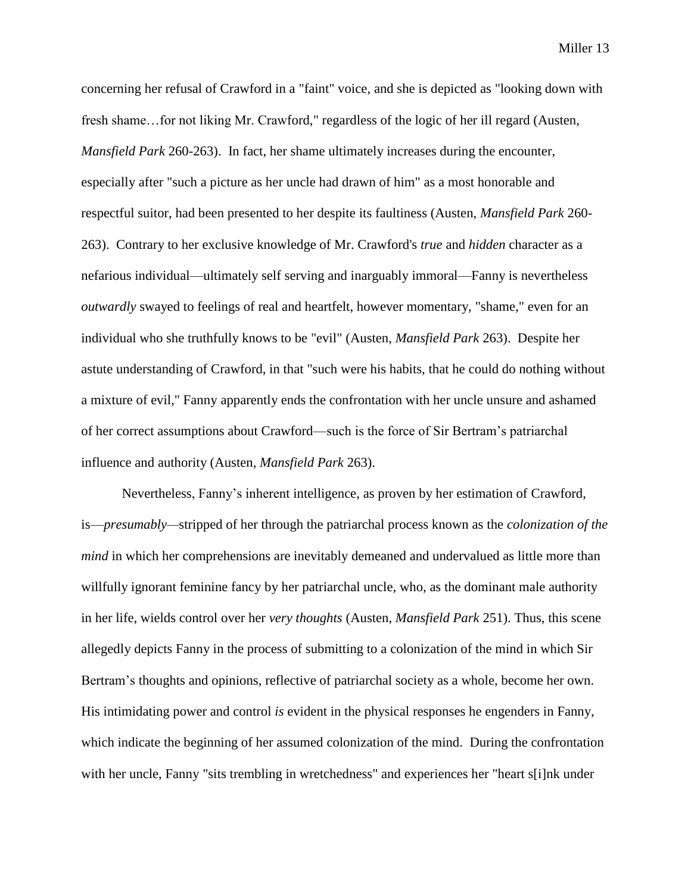concerning her refusal of Crawford in a "faint" voice, and she is depicted as "looking down with fresh shame…for not liking Mr. Crawford," regardless of the logic of her ill regard (Austen, *Mansfield Park* 260-263). In fact, her shame ultimately increases during the encounter, especially after "such a picture as her uncle had drawn of him" as a most honorable and respectful suitor, had been presented to her despite its faultiness (Austen, *Mansfield Park* 260-263). Contrary to her exclusive knowledge of Mr. Crawford's *true* and *hidden* character as a nefarious individual—ultimately self serving and inarguably immoral—Fanny is nevertheless *outwardly* swayed to feelings of real and heartfelt, however momentary, "shame," even for an individual who she truthfully knows to be "evil" (Austen, *Mansfield Park* 263). Despite her astute understanding of Crawford, in that "such were his habits, that he could do nothing without a mixture of evil," Fanny apparently ends the confrontation with her uncle unsure and ashamed of her correct assumptions about Crawford—such is the force of Sir Bertram's patriarchal influence and authority (Austen, *Mansfield Park* 263).

Nevertheless, Fanny's inherent intelligence, as proven by her estimation of Crawford, is—*presumably*—stripped of her through the patriarchal process known as the *colonization of the mind* in which her comprehensions are inevitably demeaned and undervalued as little more than willfully ignorant feminine fancy by her patriarchal uncle, who, as the dominant male authority in her life, wields control over her *very thoughts* (Austen, *Mansfield Park* 251). Thus, this scene allegedly depicts Fanny in the process of submitting to a colonization of the mind in which Sir Bertram's thoughts and opinions, reflective of patriarchal society as a whole, become her own. His intimidating power and control *is* evident in the physical responses he engenders in Fanny, which indicate the beginning of her assumed colonization of the mind. During the confrontation with her uncle, Fanny "sits trembling in wretchedness" and experiences her "heart s[i]nk under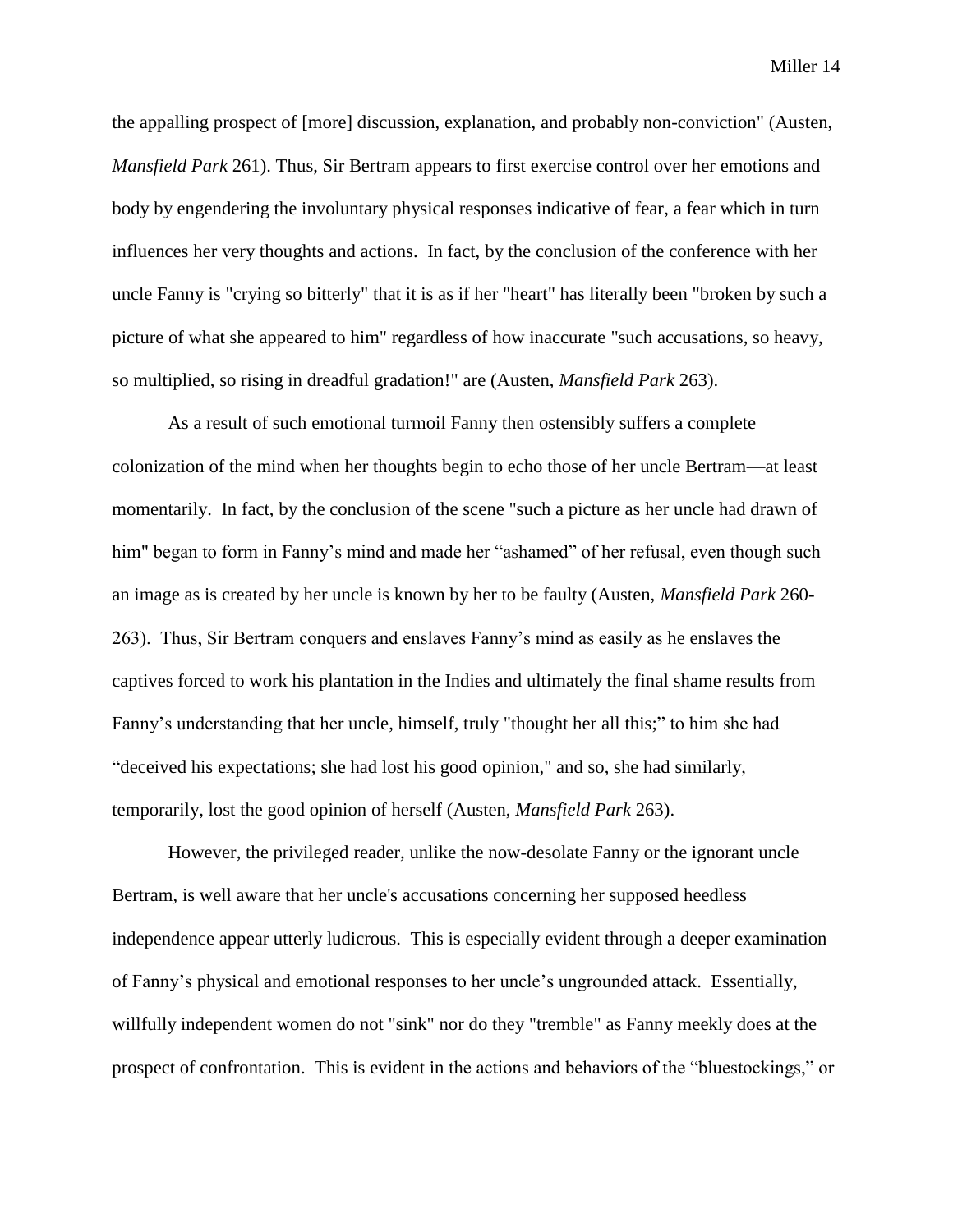the appalling prospect of [more] discussion, explanation, and probably non-conviction" (Austen, *Mansfield Park* 261). Thus, Sir Bertram appears to first exercise control over her emotions and body by engendering the involuntary physical responses indicative of fear, a fear which in turn influences her very thoughts and actions. In fact, by the conclusion of the conference with her uncle Fanny is "crying so bitterly" that it is as if her "heart" has literally been "broken by such a picture of what she appeared to him" regardless of how inaccurate "such accusations, so heavy, so multiplied, so rising in dreadful gradation!" are (Austen, *Mansfield Park* 263).

As a result of such emotional turmoil Fanny then ostensibly suffers a complete colonization of the mind when her thoughts begin to echo those of her uncle Bertram—at least momentarily. In fact, by the conclusion of the scene "such a picture as her uncle had drawn of him" began to form in Fanny's mind and made her "ashamed" of her refusal, even though such an image as is created by her uncle is known by her to be faulty (Austen, *Mansfield Park* 260-263). Thus, Sir Bertram conquers and enslaves Fanny's mind as easily as he enslaves the captives forced to work his plantation in the Indies and ultimately the final shame results from Fanny's understanding that her uncle, himself, truly "thought her all this;" to him she had "deceived his expectations; she had lost his good opinion," and so, she had similarly, temporarily, lost the good opinion of herself (Austen, *Mansfield Park* 263).

However, the privileged reader, unlike the now-desolate Fanny or the ignorant uncle Bertram, is well aware that her uncle's accusations concerning her supposed heedless independence appear utterly ludicrous. This is especially evident through a deeper examination of Fanny's physical and emotional responses to her uncle's ungrounded attack. Essentially, willfully independent women do not "sink" nor do they "tremble" as Fanny meekly does at the prospect of confrontation. This is evident in the actions and behaviors of the "bluestockings," or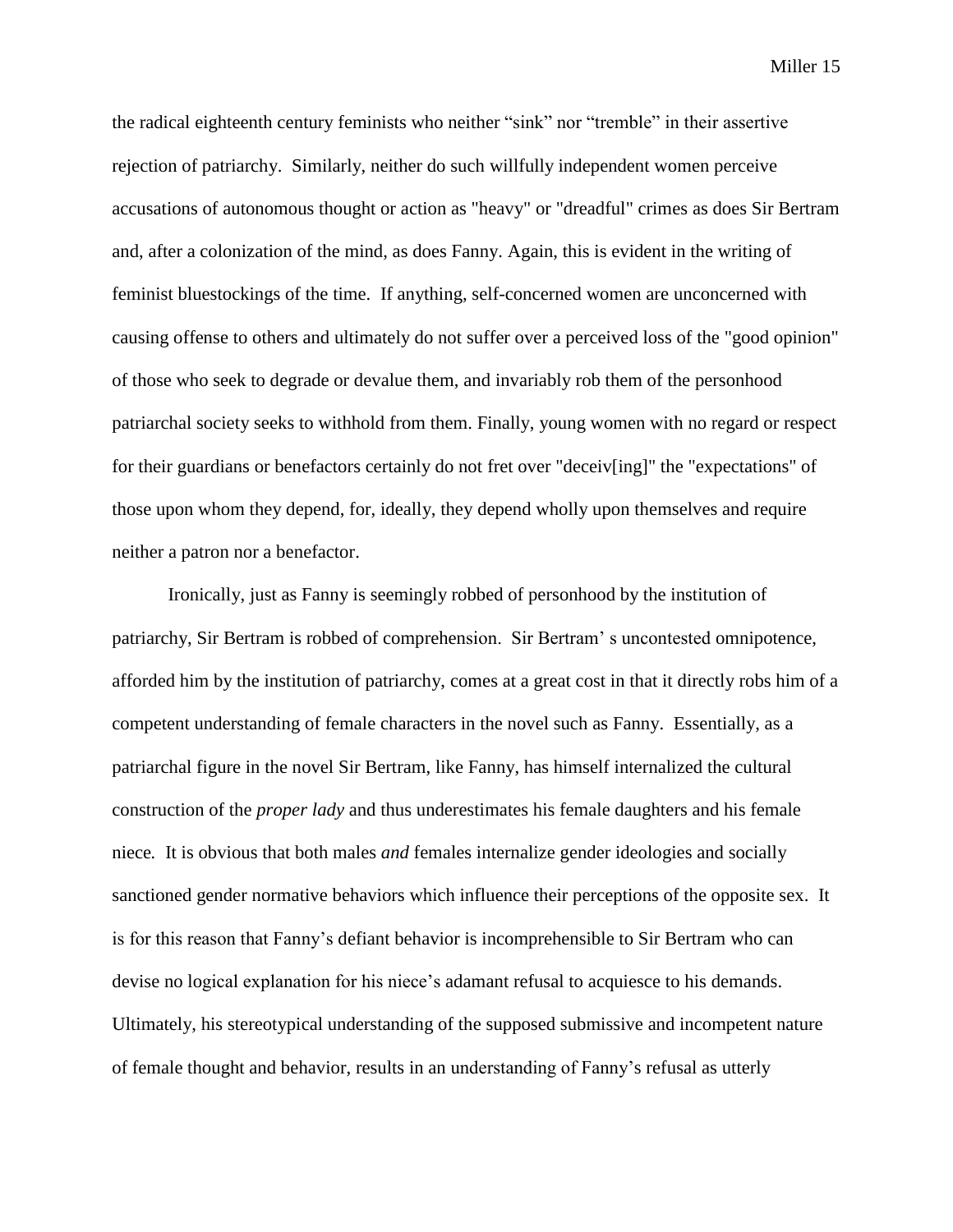the radical eighteenth century feminists who neither “sink” nor “tremble” in their assertive rejection of patriarchy. Similarly, neither do such willfully independent women perceive accusations of autonomous thought or action as "heavy" or "dreadful" crimes as does Sir Bertram and, after a colonization of the mind, as does Fanny. Again, this is evident in the writing of feminist bluestockings of the time. If anything, self-concerned women are unconcerned with causing offense to others and ultimately do not suffer over a perceived loss of the "good opinion" of those who seek to degrade or devalue them, and invariably rob them of the personhood patriarchal society seeks to withhold from them. Finally, young women with no regard or respect for their guardians or benefactors certainly do not fret over "deceiv[ing]" the "expectations" of those upon whom they depend, for, ideally, they depend wholly upon themselves and require neither a patron nor a benefactor.

Ironically, just as Fanny is seemingly robbed of personhood by the institution of patriarchy, Sir Bertram is robbed of comprehension. Sir Bertram’ s uncontested omnipotence, afforded him by the institution of patriarchy, comes at a great cost in that it directly robs him of a competent understanding of female characters in the novel such as Fanny. Essentially, as a patriarchal figure in the novel Sir Bertram, like Fanny, has himself internalized the cultural construction of the *proper lady* and thus underestimates his female daughters and his female niece. It is obvious that both males *and* females internalize gender ideologies and socially sanctioned gender normative behaviors which influence their perceptions of the opposite sex. It is for this reason that Fanny’s defiant behavior is incomprehensible to Sir Bertram who can devise no logical explanation for his niece’s adamant refusal to acquiesce to his demands. Ultimately, his stereotypical understanding of the supposed submissive and incompetent nature of female thought and behavior, results in an understanding of Fanny’s refusal as utterly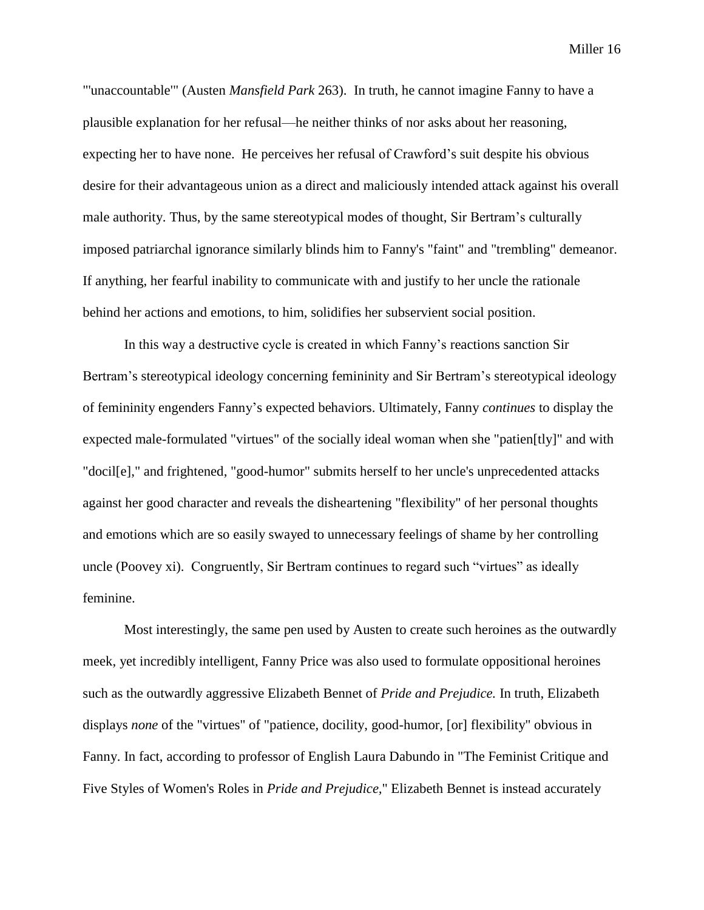"'unaccountable'" (Austen *Mansfield Park* 263). In truth, he cannot imagine Fanny to have a plausible explanation for her refusal—he neither thinks of nor asks about her reasoning, expecting her to have none. He perceives her refusal of Crawford's suit despite his obvious desire for their advantageous union as a direct and maliciously intended attack against his overall male authority. Thus, by the same stereotypical modes of thought, Sir Bertram's culturally imposed patriarchal ignorance similarly blinds him to Fanny's "faint" and "trembling" demeanor. If anything, her fearful inability to communicate with and justify to her uncle the rationale behind her actions and emotions, to him, solidifies her subservient social position.

In this way a destructive cycle is created in which Fanny's reactions sanction Sir Bertram's stereotypical ideology concerning femininity and Sir Bertram's stereotypical ideology of femininity engenders Fanny's expected behaviors. Ultimately, Fanny *continues* to display the expected male-formulated "virtues" of the socially ideal woman when she "patien[tly]" and with "docil[e]," and frightened, "good-humor" submits herself to her uncle's unprecedented attacks against her good character and reveals the disheartening "flexibility" of her personal thoughts and emotions which are so easily swayed to unnecessary feelings of shame by her controlling uncle (Poovey xi). Congruently, Sir Bertram continues to regard such "virtues" as ideally feminine.

Most interestingly, the same pen used by Austen to create such heroines as the outwardly meek, yet incredibly intelligent, Fanny Price was also used to formulate oppositional heroines such as the outwardly aggressive Elizabeth Bennet of *Pride and Prejudice.* In truth, Elizabeth displays *none* of the "virtues" of "patience, docility, good-humor, [or] flexibility" obvious in Fanny. In fact, according to professor of English Laura Dabundo in "The Feminist Critique and Five Styles of Women's Roles in *Pride and Prejudice,*" Elizabeth Bennet is instead accurately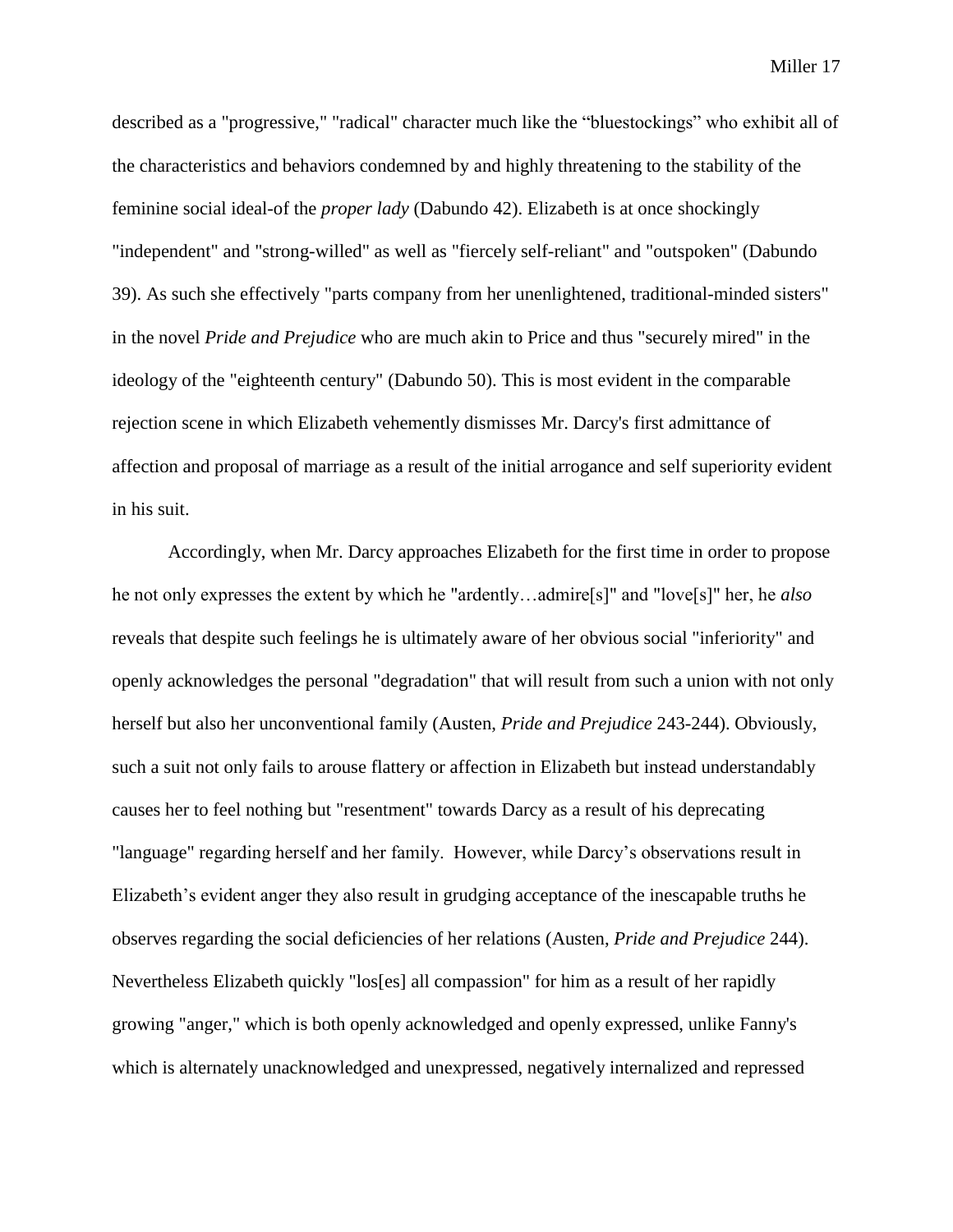described as a "progressive," "radical" character much like the "bluestockings" who exhibit all of the characteristics and behaviors condemned by and highly threatening to the stability of the feminine social ideal-of the *proper lady* (Dabundo 42). Elizabeth is at once shockingly "independent" and "strong-willed" as well as "fiercely self-reliant" and "outspoken" (Dabundo 39). As such she effectively "parts company from her unenlightened, traditional-minded sisters" in the novel *Pride and Prejudice* who are much akin to Price and thus "securely mired" in the ideology of the "eighteenth century" (Dabundo 50). This is most evident in the comparable rejection scene in which Elizabeth vehemently dismisses Mr. Darcy's first admittance of affection and proposal of marriage as a result of the initial arrogance and self superiority evident in his suit.

Accordingly, when Mr. Darcy approaches Elizabeth for the first time in order to propose he not only expresses the extent by which he "ardently…admire[s]" and "love[s]" her, he *also* reveals that despite such feelings he is ultimately aware of her obvious social "inferiority" and openly acknowledges the personal "degradation" that will result from such a union with not only herself but also her unconventional family (Austen, *Pride and Prejudice* 243-244). Obviously, such a suit not only fails to arouse flattery or affection in Elizabeth but instead understandably causes her to feel nothing but "resentment" towards Darcy as a result of his deprecating "language" regarding herself and her family. However, while Darcy's observations result in Elizabeth's evident anger they also result in grudging acceptance of the inescapable truths he observes regarding the social deficiencies of her relations (Austen, *Pride and Prejudice* 244). Nevertheless Elizabeth quickly "los[es] all compassion" for him as a result of her rapidly growing "anger," which is both openly acknowledged and openly expressed, unlike Fanny's which is alternately unacknowledged and unexpressed, negatively internalized and repressed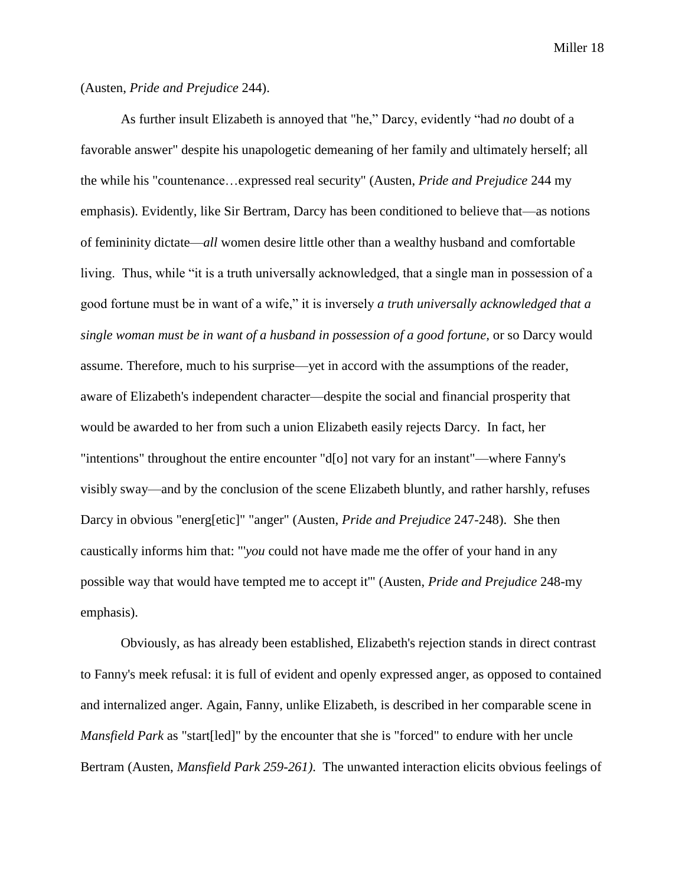(Austen, *Pride and Prejudice* 244).

As further insult Elizabeth is annoyed that "he," Darcy, evidently "had *no* doubt of a favorable answer" despite his unapologetic demeaning of her family and ultimately herself; all the while his "countenance…expressed real security" (Austen, *Pride and Prejudice* 244 my emphasis). Evidently, like Sir Bertram, Darcy has been conditioned to believe that—as notions of femininity dictate—*all* women desire little other than a wealthy husband and comfortable living. Thus, while "it is a truth universally acknowledged, that a single man in possession of a good fortune must be in want of a wife," it is inversely *a truth universally acknowledged that a single woman must be in want of a husband in possession of a good fortune*, or so Darcy would assume. Therefore, much to his surprise—yet in accord with the assumptions of the reader, aware of Elizabeth's independent character—despite the social and financial prosperity that would be awarded to her from such a union Elizabeth easily rejects Darcy. In fact, her "intentions" throughout the entire encounter "d[o] not vary for an instant"—where Fanny's visibly sway—and by the conclusion of the scene Elizabeth bluntly, and rather harshly, refuses Darcy in obvious "energ[etic]" "anger" (Austen, *Pride and Prejudice* 247-248). She then caustically informs him that: "'*you* could not have made me the offer of your hand in any possible way that would have tempted me to accept it'" (Austen, *Pride and Prejudice* 248-my emphasis).

Obviously, as has already been established, Elizabeth's rejection stands in direct contrast to Fanny's meek refusal: it is full of evident and openly expressed anger, as opposed to contained and internalized anger. Again, Fanny, unlike Elizabeth, is described in her comparable scene in *Mansfield Park* as "start[led]" by the encounter that she is "forced" to endure with her uncle Bertram (Austen, *Mansfield Park 259-261)*. The unwanted interaction elicits obvious feelings of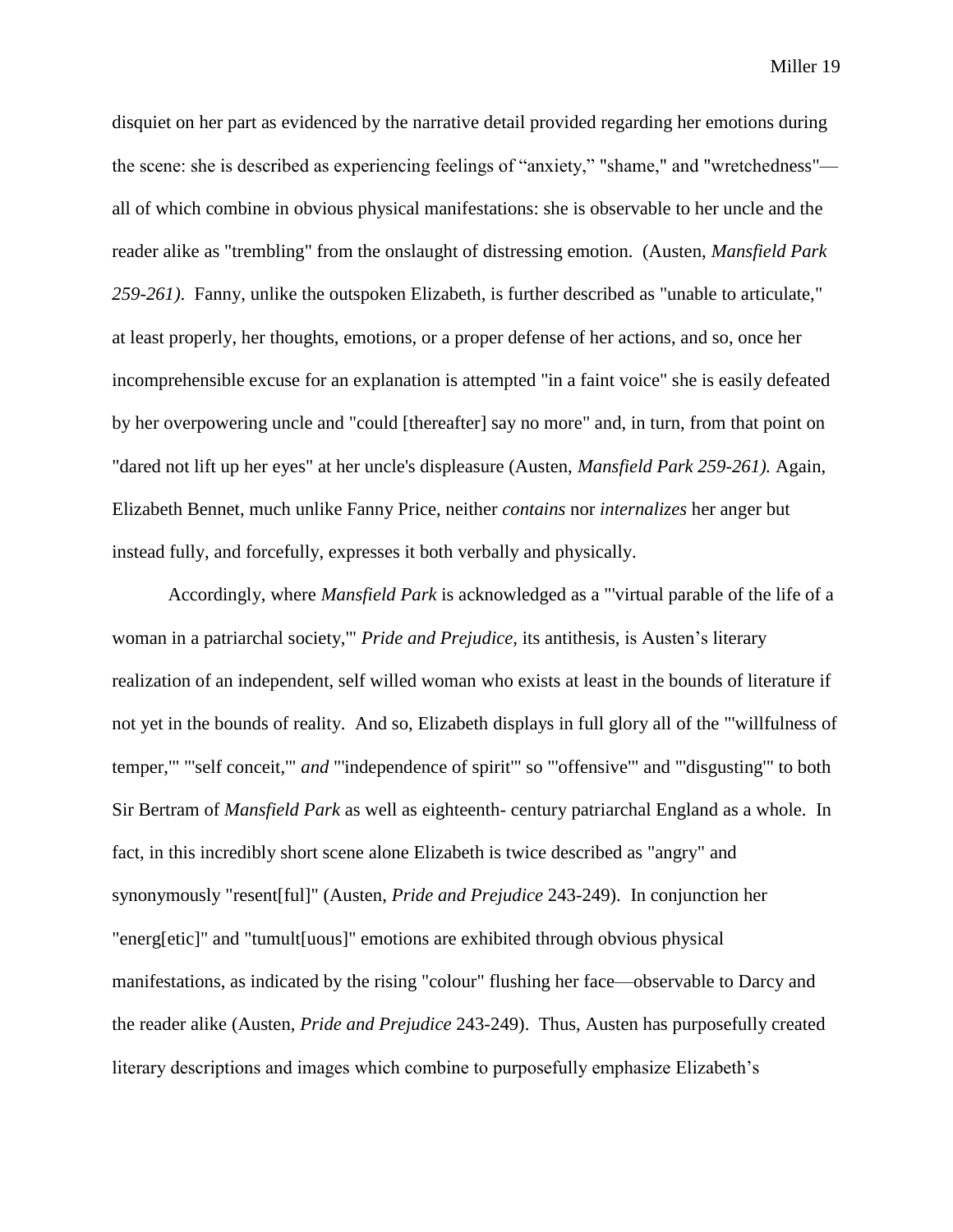disquiet on her part as evidenced by the narrative detail provided regarding her emotions during the scene: she is described as experiencing feelings of "anxiety," "shame," and "wretchedness"—all of which combine in obvious physical manifestations: she is observable to her uncle and the reader alike as "trembling" from the onslaught of distressing emotion. (Austen, *Mansfield Park 259-261)*. Fanny, unlike the outspoken Elizabeth, is further described as "unable to articulate," at least properly, her thoughts, emotions, or a proper defense of her actions, and so, once her incomprehensible excuse for an explanation is attempted "in a faint voice" she is easily defeated by her overpowering uncle and "could [thereafter] say no more" and, in turn, from that point on "dared not lift up her eyes" at her uncle's displeasure (Austen, *Mansfield Park 259-261).* Again, Elizabeth Bennet, much unlike Fanny Price, neither *contains* nor *internalizes* her anger but instead fully, and forcefully, expresses it both verbally and physically.

Accordingly, where *Mansfield Park* is acknowledged as a "'virtual parable of the life of a woman in a patriarchal society,'" *Pride and Prejudice,* its antithesis, is Austen's literary realization of an independent, self willed woman who exists at least in the bounds of literature if not yet in the bounds of reality. And so, Elizabeth displays in full glory all of the "'willfulness of temper,'" "'self conceit,'" *and* "'independence of spirit'" so "'offensive'" and "'disgusting'" to both Sir Bertram of *Mansfield Park* as well as eighteenth- century patriarchal England as a whole. In fact, in this incredibly short scene alone Elizabeth is twice described as "angry" and synonymously "resent[ful]" (Austen, *Pride and Prejudice* 243-249). In conjunction her "energ[etic]" and "tumult[uous]" emotions are exhibited through obvious physical manifestations, as indicated by the rising "colour" flushing her face—observable to Darcy and the reader alike (Austen, *Pride and Prejudice* 243-249). Thus, Austen has purposefully created literary descriptions and images which combine to purposefully emphasize Elizabeth's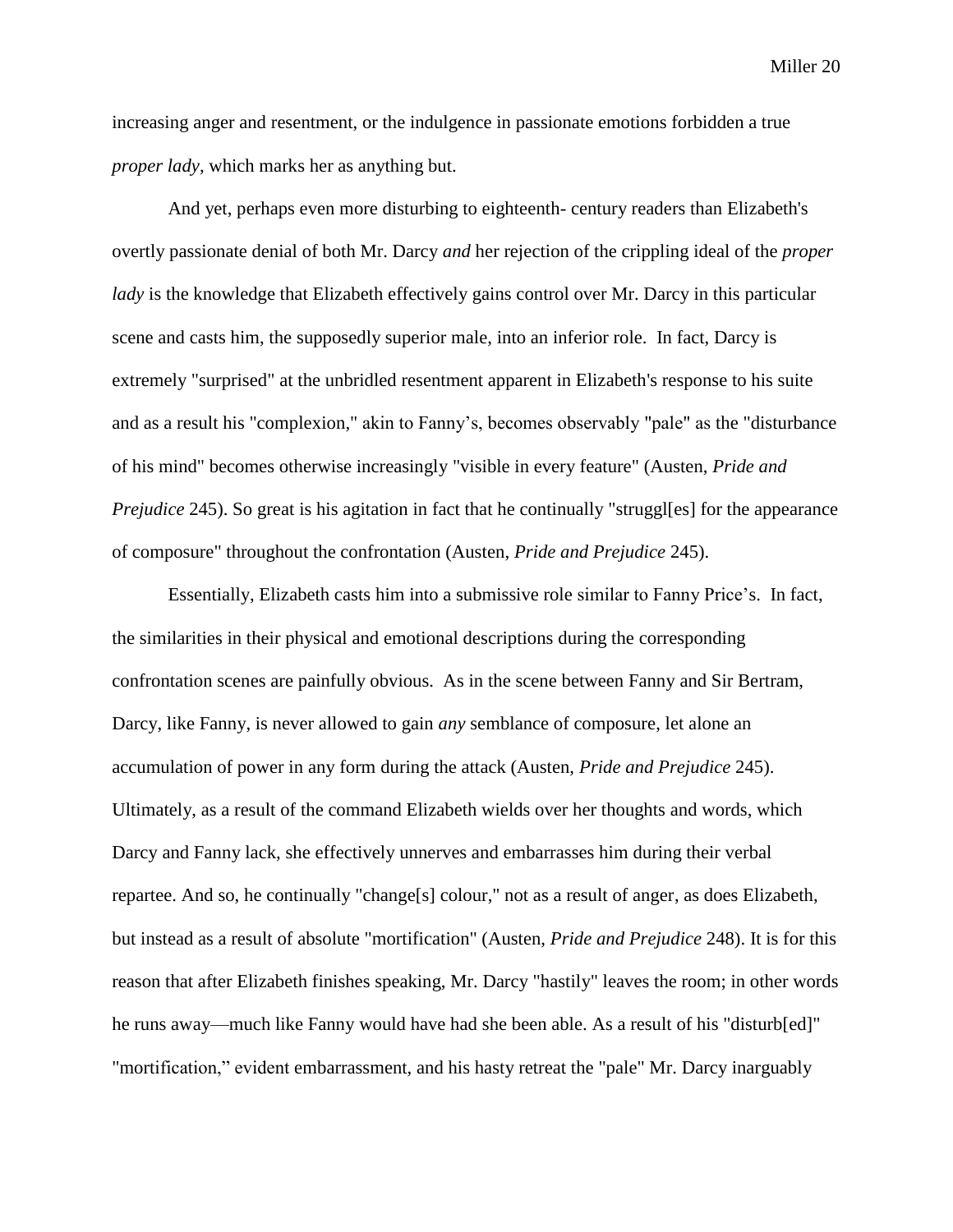increasing anger and resentment, or the indulgence in passionate emotions forbidden a true *proper lady*, which marks her as anything but.

And yet, perhaps even more disturbing to eighteenth- century readers than Elizabeth's overtly passionate denial of both Mr. Darcy *and* her rejection of the crippling ideal of the *proper lady* is the knowledge that Elizabeth effectively gains control over Mr. Darcy in this particular scene and casts him, the supposedly superior male, into an inferior role. In fact, Darcy is extremely "surprised" at the unbridled resentment apparent in Elizabeth's response to his suite and as a result his "complexion," akin to Fanny's, becomes observably "pale" as the "disturbance of his mind" becomes otherwise increasingly "visible in every feature" (Austen, *Pride and Prejudice* 245). So great is his agitation in fact that he continually "struggl[es] for the appearance of composure" throughout the confrontation (Austen, *Pride and Prejudice* 245).

Essentially, Elizabeth casts him into a submissive role similar to Fanny Price's. In fact, the similarities in their physical and emotional descriptions during the corresponding confrontation scenes are painfully obvious. As in the scene between Fanny and Sir Bertram, Darcy, like Fanny, is never allowed to gain *any* semblance of composure, let alone an accumulation of power in any form during the attack (Austen, *Pride and Prejudice* 245). Ultimately, as a result of the command Elizabeth wields over her thoughts and words, which Darcy and Fanny lack, she effectively unnerves and embarrasses him during their verbal repartee. And so, he continually "change[s] colour," not as a result of anger, as does Elizabeth, but instead as a result of absolute "mortification" (Austen, *Pride and Prejudice* 248). It is for this reason that after Elizabeth finishes speaking, Mr. Darcy "hastily" leaves the room; in other words he runs away—much like Fanny would have had she been able. As a result of his "disturb[ed]" "mortification," evident embarrassment, and his hasty retreat the "pale" Mr. Darcy inarguably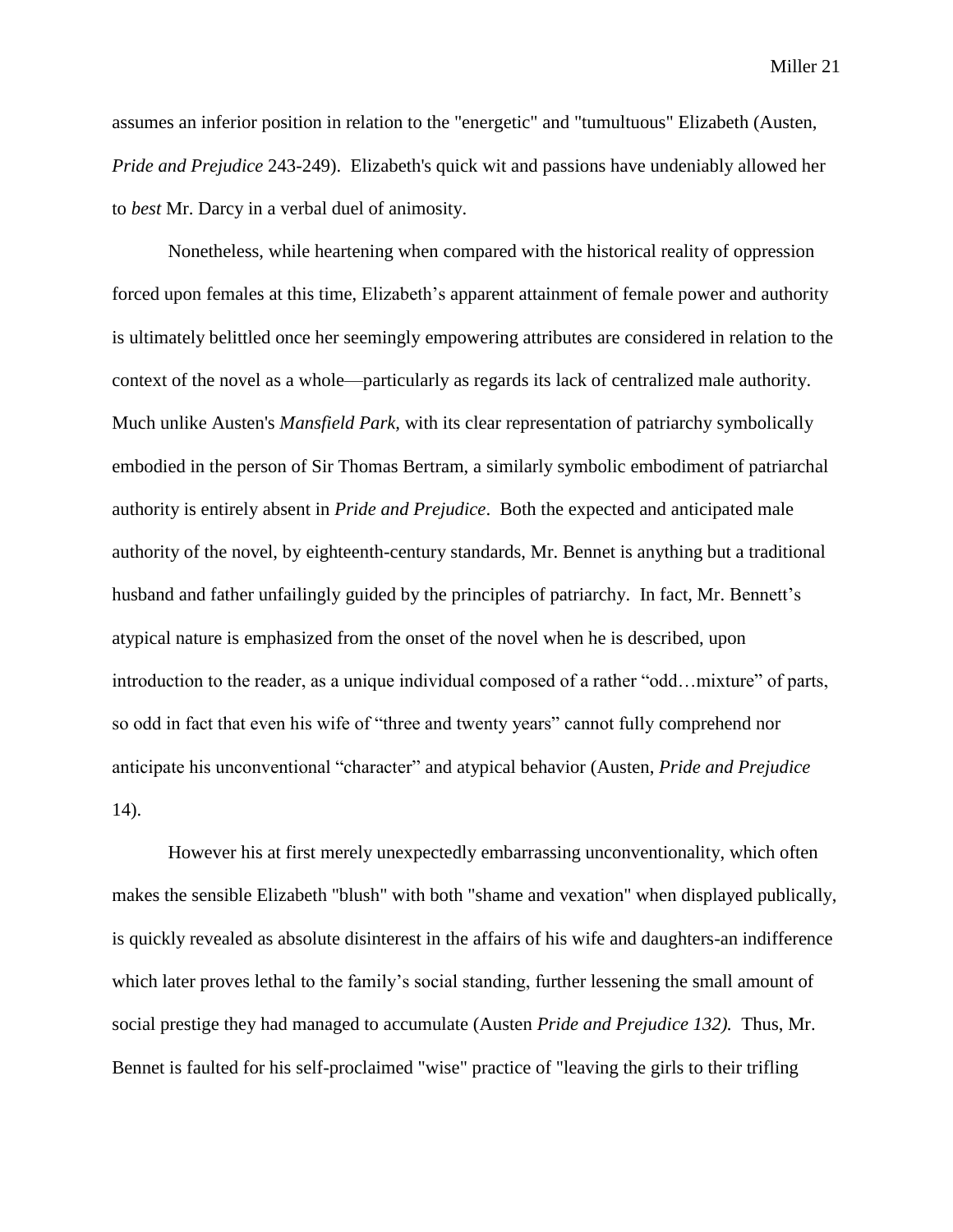assumes an inferior position in relation to the "energetic" and "tumultuous" Elizabeth (Austen, *Pride and Prejudice* 243-249). Elizabeth's quick wit and passions have undeniably allowed her to *best* Mr. Darcy in a verbal duel of animosity.

Nonetheless, while heartening when compared with the historical reality of oppression forced upon females at this time, Elizabeth's apparent attainment of female power and authority is ultimately belittled once her seemingly empowering attributes are considered in relation to the context of the novel as a whole—particularly as regards its lack of centralized male authority. Much unlike Austen's *Mansfield Park,* with its clear representation of patriarchy symbolically embodied in the person of Sir Thomas Bertram, a similarly symbolic embodiment of patriarchal authority is entirely absent in *Pride and Prejudice*. Both the expected and anticipated male authority of the novel, by eighteenth-century standards, Mr. Bennet is anything but a traditional husband and father unfailingly guided by the principles of patriarchy. In fact, Mr. Bennett's atypical nature is emphasized from the onset of the novel when he is described, upon introduction to the reader, as a unique individual composed of a rather "odd…mixture" of parts, so odd in fact that even his wife of "three and twenty years" cannot fully comprehend nor anticipate his unconventional "character" and atypical behavior (Austen, *Pride and Prejudice* 14).

However his at first merely unexpectedly embarrassing unconventionality, which often makes the sensible Elizabeth "blush" with both "shame and vexation" when displayed publically, is quickly revealed as absolute disinterest in the affairs of his wife and daughters-an indifference which later proves lethal to the family's social standing, further lessening the small amount of social prestige they had managed to accumulate (Austen *Pride and Prejudice 132).* Thus, Mr. Bennet is faulted for his self-proclaimed "wise" practice of "leaving the girls to their trifling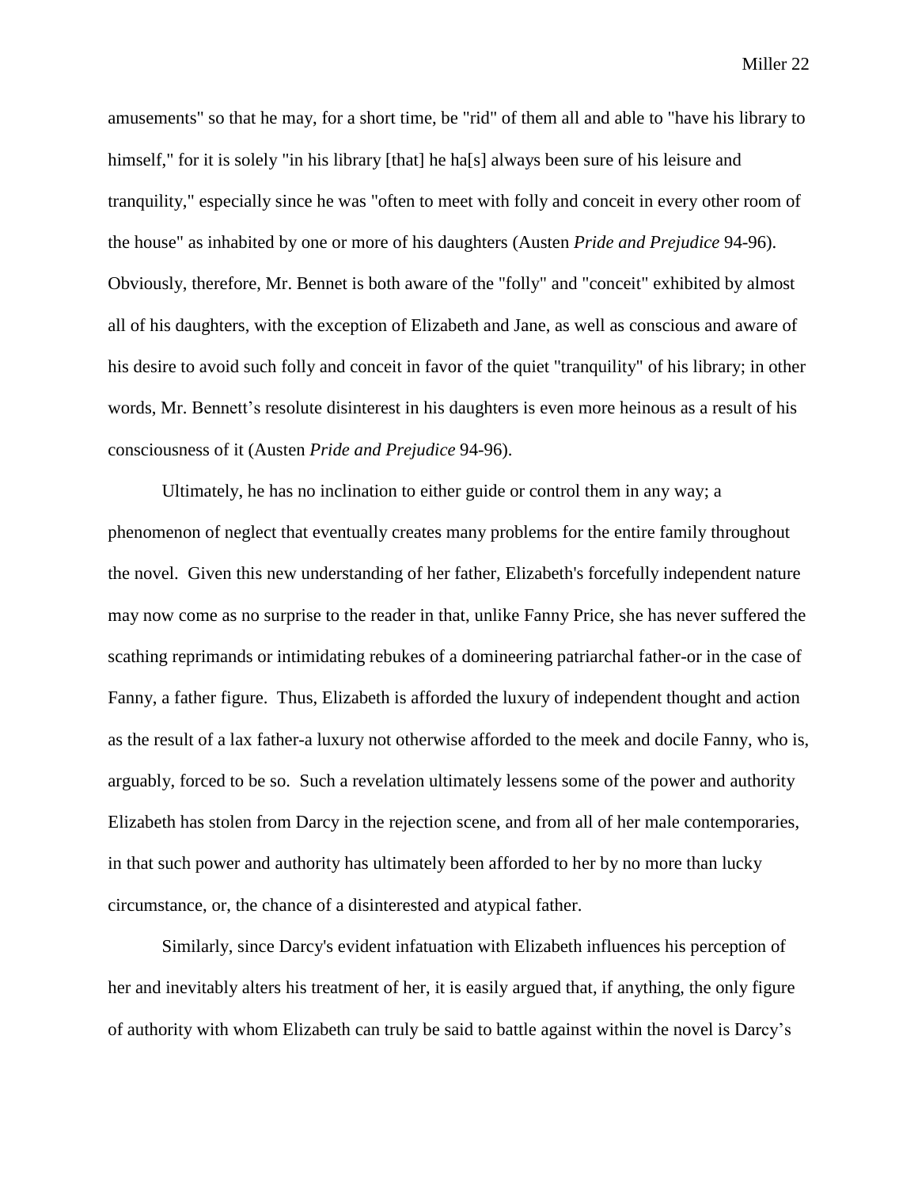amusements" so that he may, for a short time, be "rid" of them all and able to "have his library to himself," for it is solely "in his library [that] he ha[s] always been sure of his leisure and tranquility," especially since he was "often to meet with folly and conceit in every other room of the house" as inhabited by one or more of his daughters (Austen *Pride and Prejudice* 94-96). Obviously, therefore, Mr. Bennet is both aware of the "folly" and "conceit" exhibited by almost all of his daughters, with the exception of Elizabeth and Jane, as well as conscious and aware of his desire to avoid such folly and conceit in favor of the quiet "tranquility" of his library; in other words, Mr. Bennett's resolute disinterest in his daughters is even more heinous as a result of his consciousness of it (Austen *Pride and Prejudice* 94-96).

Ultimately, he has no inclination to either guide or control them in any way; a phenomenon of neglect that eventually creates many problems for the entire family throughout the novel. Given this new understanding of her father, Elizabeth's forcefully independent nature may now come as no surprise to the reader in that, unlike Fanny Price, she has never suffered the scathing reprimands or intimidating rebukes of a domineering patriarchal father-or in the case of Fanny, a father figure. Thus, Elizabeth is afforded the luxury of independent thought and action as the result of a lax father-a luxury not otherwise afforded to the meek and docile Fanny, who is, arguably, forced to be so. Such a revelation ultimately lessens some of the power and authority Elizabeth has stolen from Darcy in the rejection scene, and from all of her male contemporaries, in that such power and authority has ultimately been afforded to her by no more than lucky circumstance, or, the chance of a disinterested and atypical father.

Similarly, since Darcy's evident infatuation with Elizabeth influences his perception of her and inevitably alters his treatment of her, it is easily argued that, if anything, the only figure of authority with whom Elizabeth can truly be said to battle against within the novel is Darcy's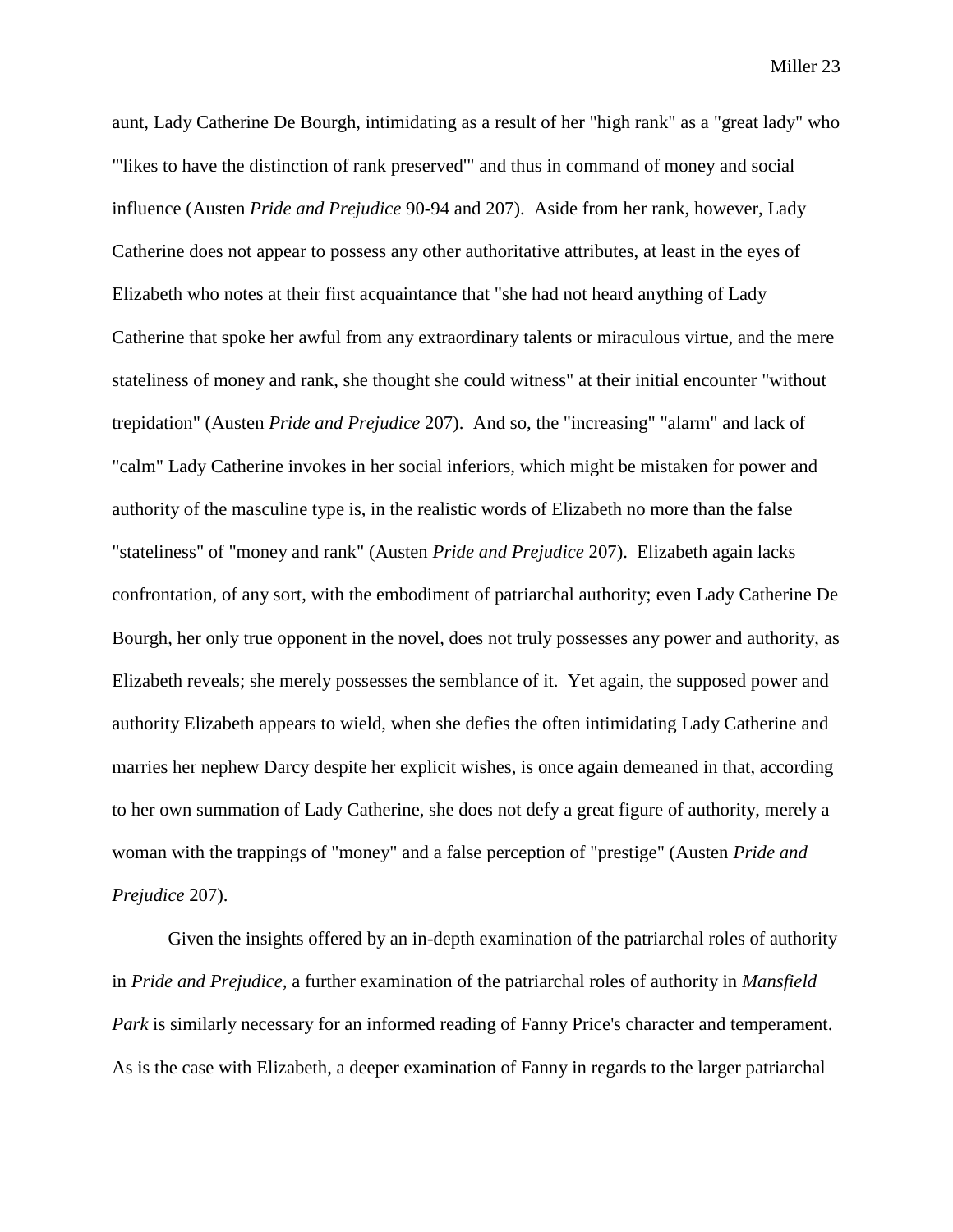aunt, Lady Catherine De Bourgh, intimidating as a result of her "high rank" as a "great lady" who "'likes to have the distinction of rank preserved'" and thus in command of money and social influence (Austen *Pride and Prejudice* 90-94 and 207). Aside from her rank, however, Lady Catherine does not appear to possess any other authoritative attributes, at least in the eyes of Elizabeth who notes at their first acquaintance that "she had not heard anything of Lady Catherine that spoke her awful from any extraordinary talents or miraculous virtue, and the mere stateliness of money and rank, she thought she could witness" at their initial encounter "without trepidation" (Austen *Pride and Prejudice* 207). And so, the "increasing" "alarm" and lack of "calm" Lady Catherine invokes in her social inferiors, which might be mistaken for power and authority of the masculine type is, in the realistic words of Elizabeth no more than the false "stateliness" of "money and rank" (Austen *Pride and Prejudice* 207). Elizabeth again lacks confrontation, of any sort, with the embodiment of patriarchal authority; even Lady Catherine De Bourgh, her only true opponent in the novel, does not truly possesses any power and authority, as Elizabeth reveals; she merely possesses the semblance of it. Yet again, the supposed power and authority Elizabeth appears to wield, when she defies the often intimidating Lady Catherine and marries her nephew Darcy despite her explicit wishes, is once again demeaned in that, according to her own summation of Lady Catherine, she does not defy a great figure of authority, merely a woman with the trappings of "money" and a false perception of "prestige" (Austen *Pride and Prejudice* 207).

Given the insights offered by an in-depth examination of the patriarchal roles of authority in *Pride and Prejudice*, a further examination of the patriarchal roles of authority in *Mansfield Park* is similarly necessary for an informed reading of Fanny Price's character and temperament. As is the case with Elizabeth, a deeper examination of Fanny in regards to the larger patriarchal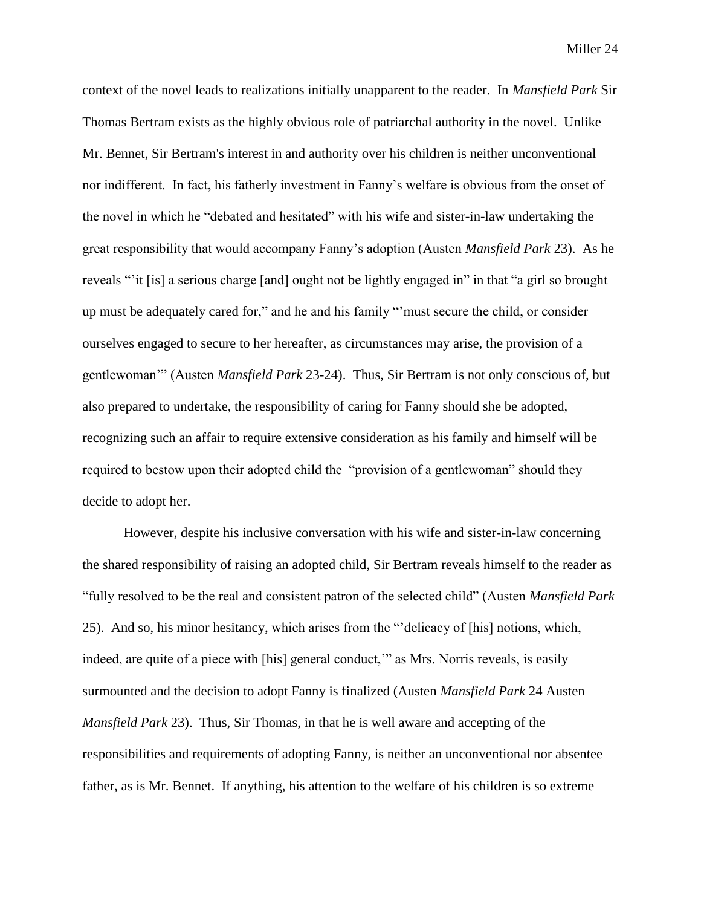context of the novel leads to realizations initially unapparent to the reader. In *Mansfield Park* Sir Thomas Bertram exists as the highly obvious role of patriarchal authority in the novel. Unlike Mr. Bennet, Sir Bertram's interest in and authority over his children is neither unconventional nor indifferent. In fact, his fatherly investment in Fanny's welfare is obvious from the onset of the novel in which he "debated and hesitated" with his wife and sister-in-law undertaking the great responsibility that would accompany Fanny's adoption (Austen *Mansfield Park* 23). As he reveals "'it [is] a serious charge [and] ought not be lightly engaged in" in that "a girl so brought up must be adequately cared for," and he and his family "'must secure the child, or consider ourselves engaged to secure to her hereafter, as circumstances may arise, the provision of a gentlewoman'" (Austen *Mansfield Park* 23-24). Thus, Sir Bertram is not only conscious of, but also prepared to undertake, the responsibility of caring for Fanny should she be adopted, recognizing such an affair to require extensive consideration as his family and himself will be required to bestow upon their adopted child the "provision of a gentlewoman" should they decide to adopt her.

However, despite his inclusive conversation with his wife and sister-in-law concerning the shared responsibility of raising an adopted child, Sir Bertram reveals himself to the reader as "fully resolved to be the real and consistent patron of the selected child" (Austen *Mansfield Park* 25). And so, his minor hesitancy, which arises from the "'delicacy of [his] notions, which, indeed, are quite of a piece with [his] general conduct,'" as Mrs. Norris reveals, is easily surmounted and the decision to adopt Fanny is finalized (Austen *Mansfield Park* 24 Austen *Mansfield Park* 23). Thus, Sir Thomas, in that he is well aware and accepting of the responsibilities and requirements of adopting Fanny, is neither an unconventional nor absentee father, as is Mr. Bennet. If anything, his attention to the welfare of his children is so extreme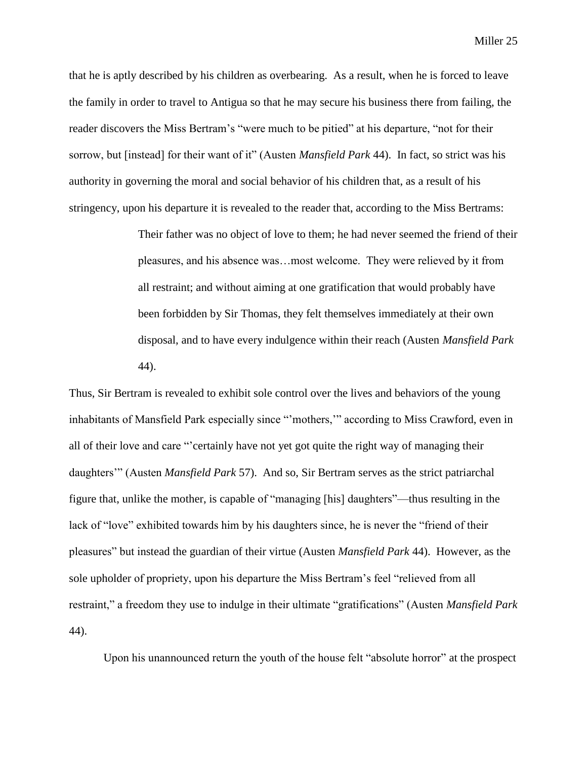that he is aptly described by his children as overbearing. As a result, when he is forced to leave the family in order to travel to Antigua so that he may secure his business there from failing, the reader discovers the Miss Bertram's "were much to be pitied" at his departure, "not for their sorrow, but [instead] for their want of it" (Austen *Mansfield Park* 44). In fact, so strict was his authority in governing the moral and social behavior of his children that, as a result of his stringency, upon his departure it is revealed to the reader that, according to the Miss Bertrams:

> Their father was no object of love to them; he had never seemed the friend of their pleasures, and his absence was…most welcome. They were relieved by it from all restraint; and without aiming at one gratification that would probably have been forbidden by Sir Thomas, they felt themselves immediately at their own disposal, and to have every indulgence within their reach (Austen *Mansfield Park* 44).

Thus, Sir Bertram is revealed to exhibit sole control over the lives and behaviors of the young inhabitants of Mansfield Park especially since "'mothers,'" according to Miss Crawford, even in all of their love and care "'certainly have not yet got quite the right way of managing their daughters'" (Austen *Mansfield Park* 57). And so, Sir Bertram serves as the strict patriarchal figure that, unlike the mother, is capable of "managing [his] daughters"—thus resulting in the lack of "love" exhibited towards him by his daughters since, he is never the "friend of their pleasures" but instead the guardian of their virtue (Austen *Mansfield Park* 44). However, as the sole upholder of propriety, upon his departure the Miss Bertram's feel "relieved from all restraint," a freedom they use to indulge in their ultimate "gratifications" (Austen *Mansfield Park* 44).

Upon his unannounced return the youth of the house felt "absolute horror" at the prospect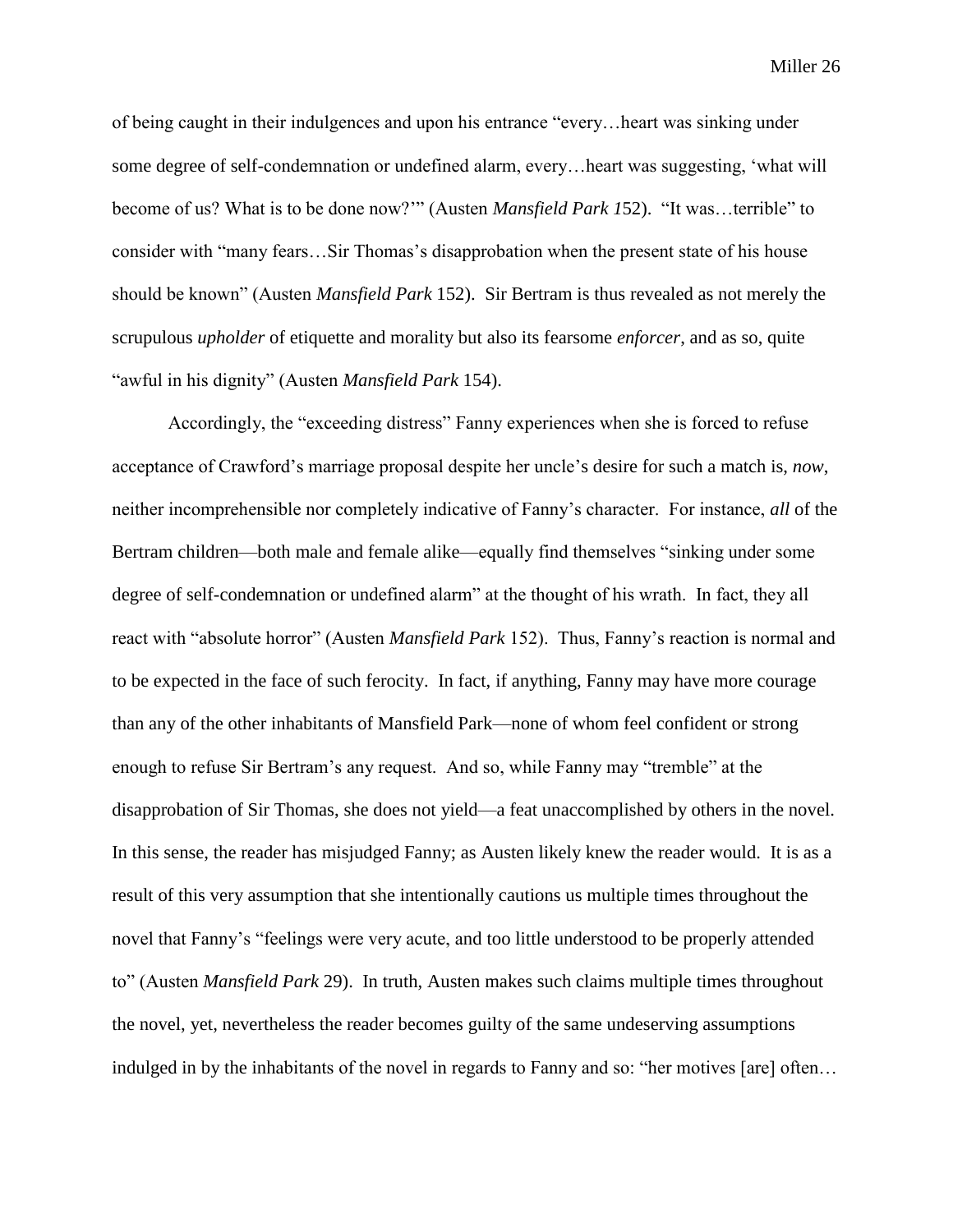of being caught in their indulgences and upon his entrance "every…heart was sinking under some degree of self-condemnation or undefined alarm, every…heart was suggesting, 'what will become of us? What is to be done now?'" (Austen *Mansfield Park 1*52). "It was…terrible" to consider with "many fears…Sir Thomas's disapprobation when the present state of his house should be known" (Austen *Mansfield Park* 152). Sir Bertram is thus revealed as not merely the scrupulous *upholder* of etiquette and morality but also its fearsome *enforcer*, and as so, quite "awful in his dignity" (Austen *Mansfield Park* 154).

Accordingly, the "exceeding distress" Fanny experiences when she is forced to refuse acceptance of Crawford's marriage proposal despite her uncle's desire for such a match is, *now*, neither incomprehensible nor completely indicative of Fanny's character. For instance, *all* of the Bertram children—both male and female alike—equally find themselves "sinking under some degree of self-condemnation or undefined alarm" at the thought of his wrath. In fact, they all react with "absolute horror" (Austen *Mansfield Park* 152). Thus, Fanny's reaction is normal and to be expected in the face of such ferocity. In fact, if anything, Fanny may have more courage than any of the other inhabitants of Mansfield Park—none of whom feel confident or strong enough to refuse Sir Bertram's any request. And so, while Fanny may "tremble" at the disapprobation of Sir Thomas, she does not yield—a feat unaccomplished by others in the novel. In this sense, the reader has misjudged Fanny; as Austen likely knew the reader would. It is as a result of this very assumption that she intentionally cautions us multiple times throughout the novel that Fanny's "feelings were very acute, and too little understood to be properly attended to" (Austen *Mansfield Park* 29). In truth, Austen makes such claims multiple times throughout the novel, yet, nevertheless the reader becomes guilty of the same undeserving assumptions indulged in by the inhabitants of the novel in regards to Fanny and so: "her motives [are] often…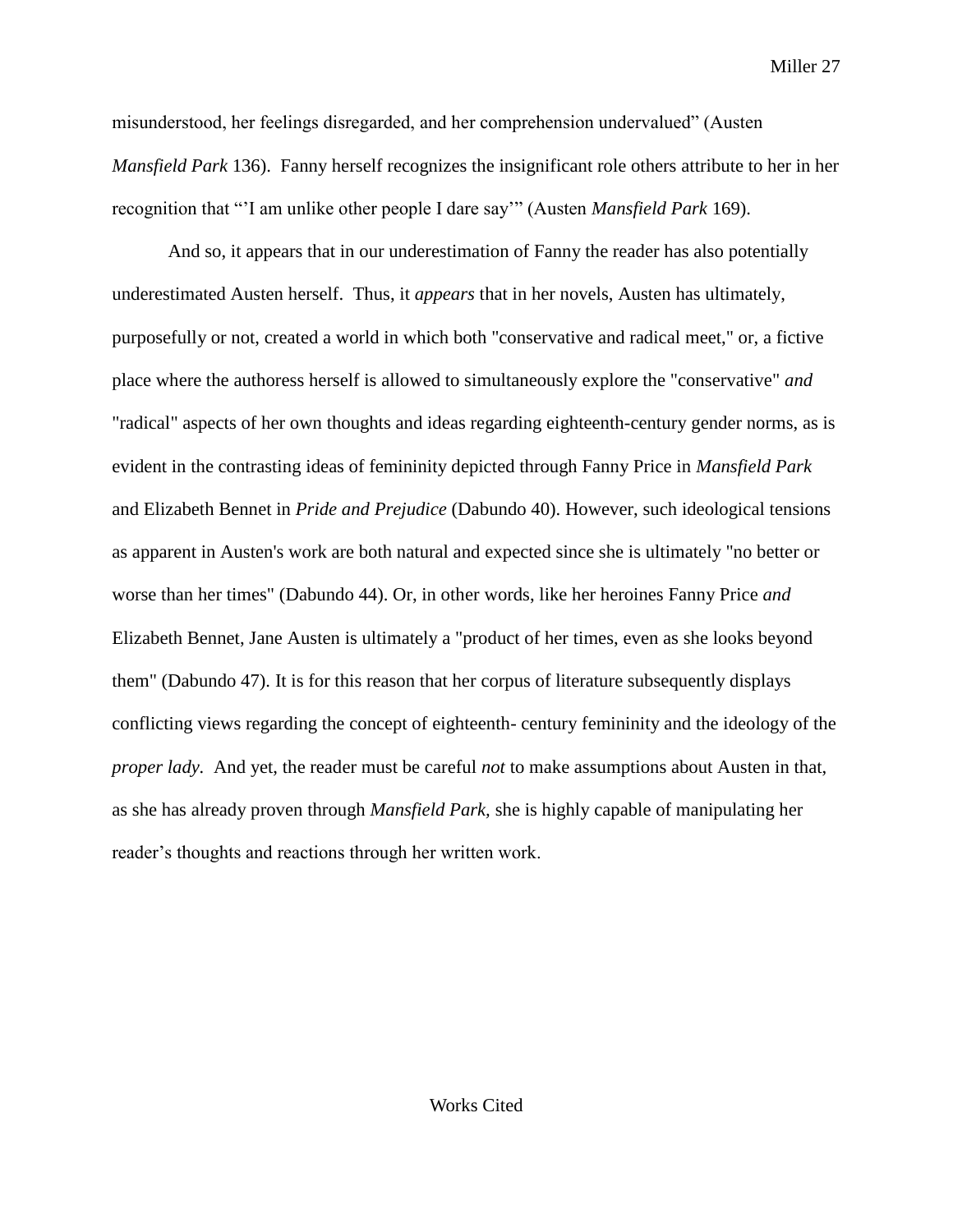misunderstood, her feelings disregarded, and her comprehension undervalued" (Austen *Mansfield Park* 136). Fanny herself recognizes the insignificant role others attribute to her in her recognition that "'I am unlike other people I dare say'" (Austen *Mansfield Park* 169).

And so, it appears that in our underestimation of Fanny the reader has also potentially underestimated Austen herself. Thus, it *appears* that in her novels, Austen has ultimately, purposefully or not, created a world in which both "conservative and radical meet," or, a fictive place where the authoress herself is allowed to simultaneously explore the "conservative" *and* "radical" aspects of her own thoughts and ideas regarding eighteenth-century gender norms, as is evident in the contrasting ideas of femininity depicted through Fanny Price in *Mansfield Park* and Elizabeth Bennet in *Pride and Prejudice* (Dabundo 40). However, such ideological tensions as apparent in Austen's work are both natural and expected since she is ultimately "no better or worse than her times" (Dabundo 44). Or, in other words, like her heroines Fanny Price *and* Elizabeth Bennet, Jane Austen is ultimately a "product of her times, even as she looks beyond them" (Dabundo 47). It is for this reason that her corpus of literature subsequently displays conflicting views regarding the concept of eighteenth- century femininity and the ideology of the *proper lady*. And yet, the reader must be careful *not* to make assumptions about Austen in that, as she has already proven through *Mansfield Park,* she is highly capable of manipulating her reader's thoughts and reactions through her written work.

## Works Cited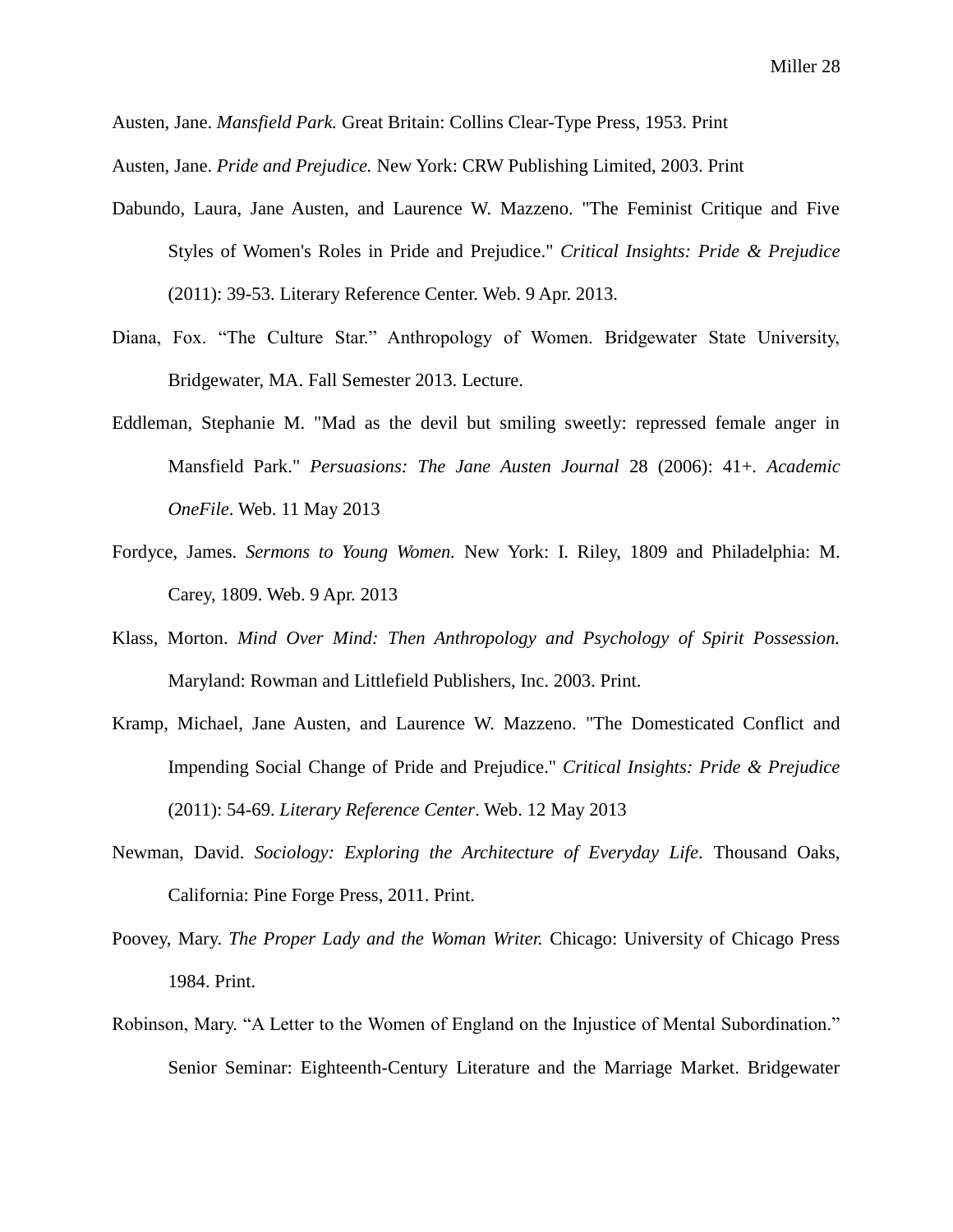Austen, Jane. *Mansfield Park.* Great Britain: Collins Clear-Type Press, 1953. Print

Austen, Jane. *Pride and Prejudice.* New York: CRW Publishing Limited, 2003. Print

Dabundo, Laura, Jane Austen, and Laurence W. Mazzeno. "The Feminist Critique and Five Styles of Women's Roles in Pride and Prejudice." *Critical Insights: Pride & Prejudice* (2011): 39-53. Literary Reference Center. Web. 9 Apr. 2013.

Diana, Fox. "The Culture Star." Anthropology of Women. Bridgewater State University, Bridgewater, MA. Fall Semester 2013. Lecture.

Eddleman, Stephanie M. "Mad as the devil but smiling sweetly: repressed female anger in Mansfield Park." *Persuasions: The Jane Austen Journal* 28 (2006): 41+. *Academic OneFile*. Web. 11 May 2013

Fordyce, James. *Sermons to Young Women.* New York: I. Riley, 1809 and Philadelphia: M. Carey, 1809. Web. 9 Apr. 2013

Klass, Morton. *Mind Over Mind: Then Anthropology and Psychology of Spirit Possession.* Maryland: Rowman and Littlefield Publishers, Inc. 2003. Print.

Kramp, Michael, Jane Austen, and Laurence W. Mazzeno. "The Domesticated Conflict and Impending Social Change of Pride and Prejudice." *Critical Insights: Pride & Prejudice* (2011): 54-69. *Literary Reference Center*. Web. 12 May 2013

Newman, David. *Sociology: Exploring the Architecture of Everyday Life*. Thousand Oaks, California: Pine Forge Press, 2011. Print.

Poovey, Mary. *The Proper Lady and the Woman Writer.* Chicago: University of Chicago Press 1984. Print.

Robinson, Mary. "A Letter to the Women of England on the Injustice of Mental Subordination." Senior Seminar: Eighteenth-Century Literature and the Marriage Market. Bridgewater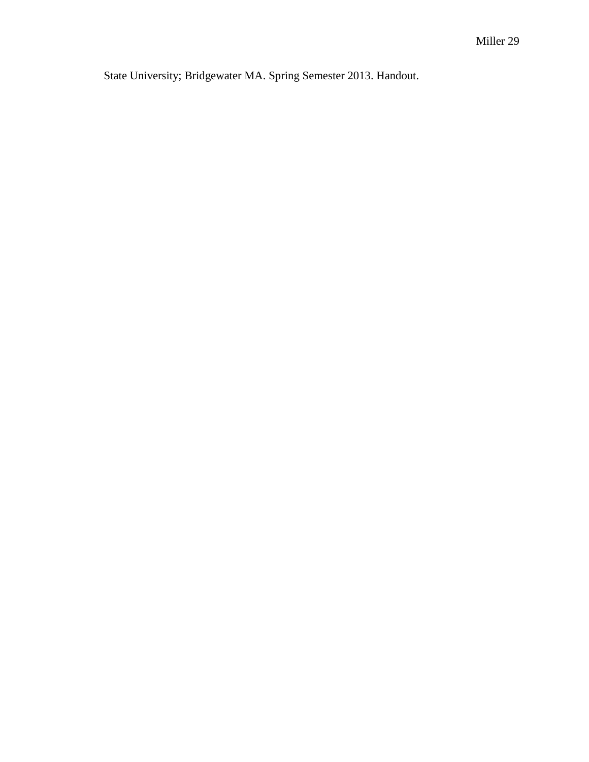State University; Bridgewater MA. Spring Semester 2013. Handout.